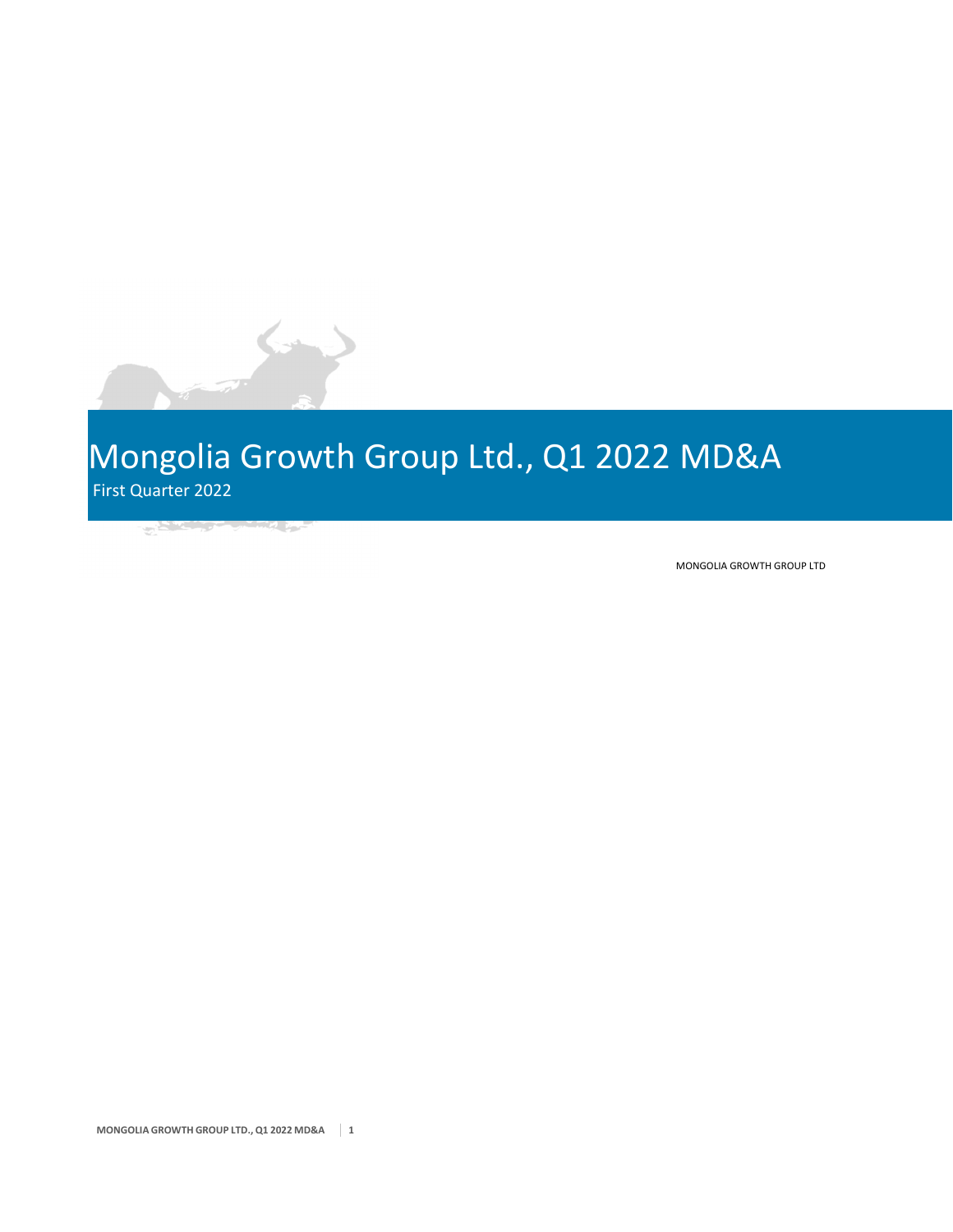# Mongolia Growth Group Ltd., Q1 2022 MD&A

First Quarter 2022

MONGOLIA GROWTH GROUP LTD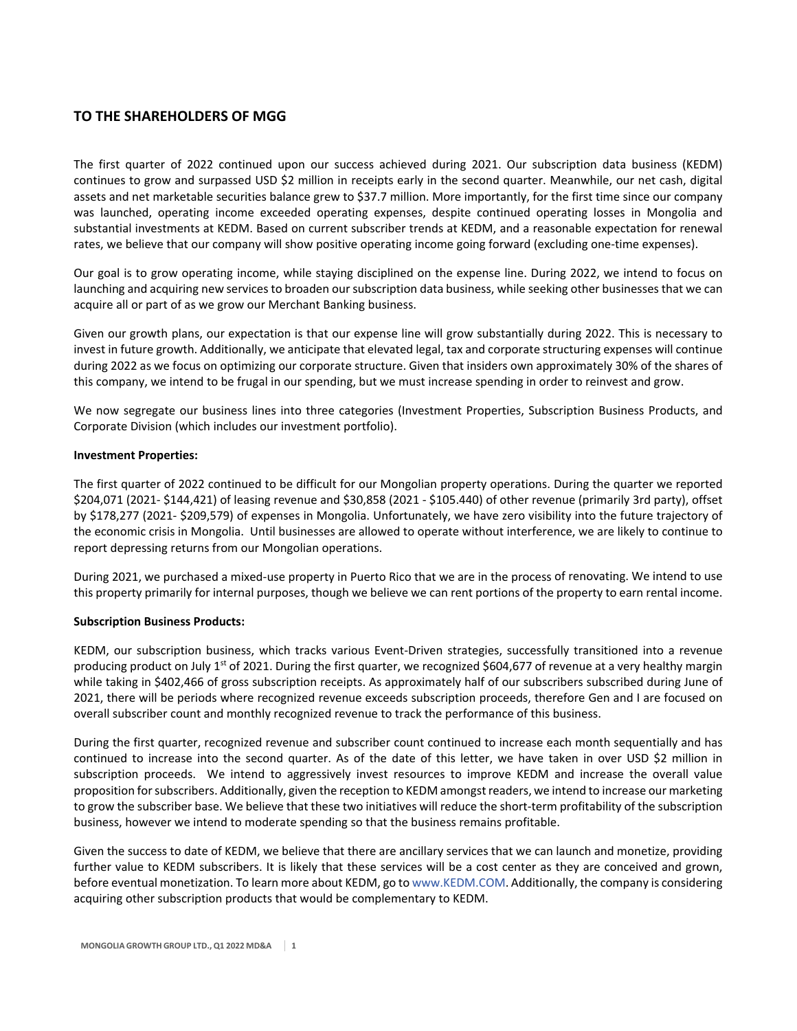## TO THE SHAREHOLDERS OF MGG

The first quarter of 2022 continued upon our success achieved during 2021. Our subscription data business (KEDM) continues to grow and surpassed USD $2 million in receipts early in the second quarter. Meanwhile, our net cash, digital assets and net marketable securities balance grew to $37.7 million. More importantly, for the first time since our company was launched, operating income exceeded operating expenses, despite continued operating losses in Mongolia and substantial investments at KEDM. Based on current subscriber trends at KEDM, and a reasonable expectation for renewal rates, we believe that our company will show positive operating income going forward (excluding one-time expenses).

Our goal is to grow operating income, while staying disciplined on the expense line. During 2022, we intend to focus on launching and acquiring new services to broaden our subscription data business, while seeking other businesses that we can acquire all or part of as we grow our Merchant Banking business.

Given our growth plans, our expectation is that our expense line will grow substantially during 2022. This is necessary to invest in future growth. Additionally, we anticipate that elevated legal, tax and corporate structuring expenses will continue during 2022 as we focus on optimizing our corporate structure. Given that insiders own approximately 30% of the shares of this company, we intend to be frugal in our spending, but we must increase spending in order to reinvest and grow.

We now segregate our business lines into three categories (Investment Properties, Subscription Business Products, and Corporate Division (which includes our investment portfolio).

**Investment Properties:**

The first quarter of 2022 continued to be difficult for our Mongolian property operations. During the quarter we reported $204,071 (2021- $144,421) of leasing revenue and $30,858 (2021 - $105.440) of other revenue (primarily 3rd party), offset by $178,277 (2021- $209,579) of expenses in Mongolia. Unfortunately, we have zero visibility into the future trajectory of the economic crisis in Mongolia. Until businesses are allowed to operate without interference, we are likely to continue to report depressing returns from our Mongolian operations.

During 2021, we purchased a mixed-use property in Puerto Rico that we are in the process of renovating. We intend to use this property primarily for internal purposes, though we believe we can rent portions of the property to earn rental income.

**Subscription Business Products:**

KEDM, our subscription business, which tracks various Event-Driven strategies, successfully transitioned into a revenue producing product on July 1st of 2021. During the first quarter, we recognized $604,677 of revenue at a very healthy margin while taking in $402,466 of gross subscription receipts. As approximately half of our subscribers subscribed during June of 2021, there will be periods where recognized revenue exceeds subscription proceeds, therefore Gen and I are focused on overall subscriber count and monthly recognized revenue to track the performance of this business.

During the first quarter, recognized revenue and subscriber count continued to increase each month sequentially and has continued to increase into the second quarter. As of the date of this letter, we have taken in over USD $2 million in subscription proceeds. We intend to aggressively invest resources to improve KEDM and increase the overall value proposition for subscribers. Additionally, given the reception to KEDM amongst readers, we intend to increase our marketing to grow the subscriber base. We believe that these two initiatives will reduce the short-term profitability of the subscription business, however we intend to moderate spending so that the business remains profitable.

Given the success to date of KEDM, we believe that there are ancillary services that we can launch and monetize, providing further value to KEDM subscribers. It is likely that these services will be a cost center as they are conceived and grown, before eventual monetization. To learn more about KEDM, go to www.KEDM.COM. Additionally, the company is considering acquiring other subscription products that would be complementary to KEDM.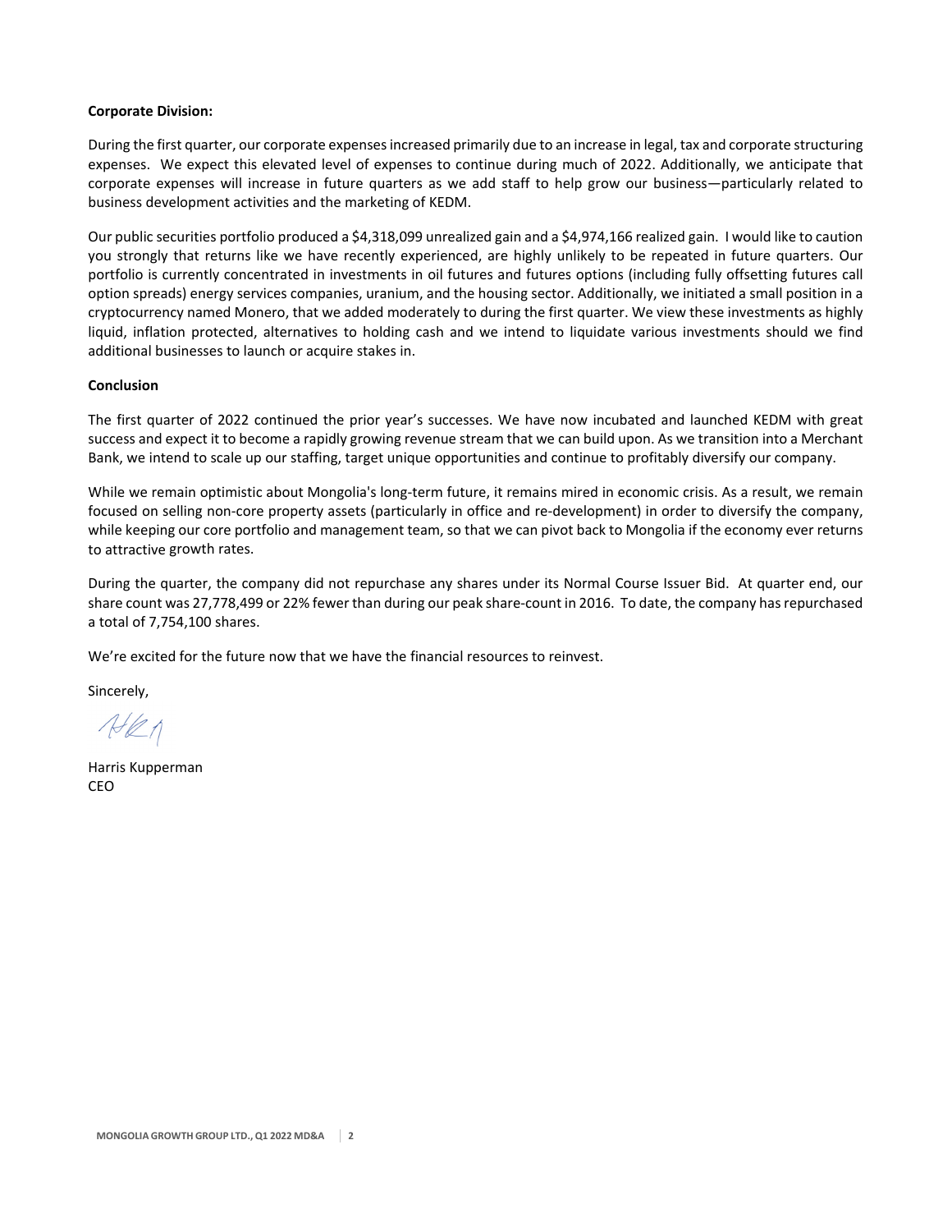**Corporate Division:**

During the first quarter, our corporate expenses increased primarily due to an increase in legal, tax and corporate structuring expenses. We expect this elevated level of expenses to continue during much of 2022. Additionally, we anticipate that corporate expenses will increase in future quarters as we add staff to help grow our business—particularly related to business development activities and the marketing of KEDM.

Our public securities portfolio produced a $4,318,099 unrealized gain and a $4,974,166 realized gain. I would like to caution you strongly that returns like we have recently experienced, are highly unlikely to be repeated in future quarters. Our portfolio is currently concentrated in investments in oil futures and futures options (including fully offsetting futures call option spreads) energy services companies, uranium, and the housing sector. Additionally, we initiated a small position in a cryptocurrency named Monero, that we added moderately to during the first quarter. We view these investments as highly liquid, inflation protected, alternatives to holding cash and we intend to liquidate various investments should we find additional businesses to launch or acquire stakes in.

**Conclusion**

The first quarter of 2022 continued the prior year's successes. We have now incubated and launched KEDM with great success and expect it to become a rapidly growing revenue stream that we can build upon. As we transition into a Merchant Bank, we intend to scale up our staffing, target unique opportunities and continue to profitably diversify our company.

While we remain optimistic about Mongolia's long-term future, it remains mired in economic crisis. As a result, we remain focused on selling non-core property assets (particularly in office and re-development) in order to diversify the company, while keeping our core portfolio and management team, so that we can pivot back to Mongolia if the economy ever returns to attractive growth rates.

During the quarter, the company did not repurchase any shares under its Normal Course Issuer Bid. At quarter end, our share count was 27,778,499 or 22% fewer than during our peak share-count in 2016. To date, the company has repurchased a total of 7,754,100 shares.

We're excited for the future now that we have the financial resources to reinvest.

Sincerely,

Harris Kupperman
CEO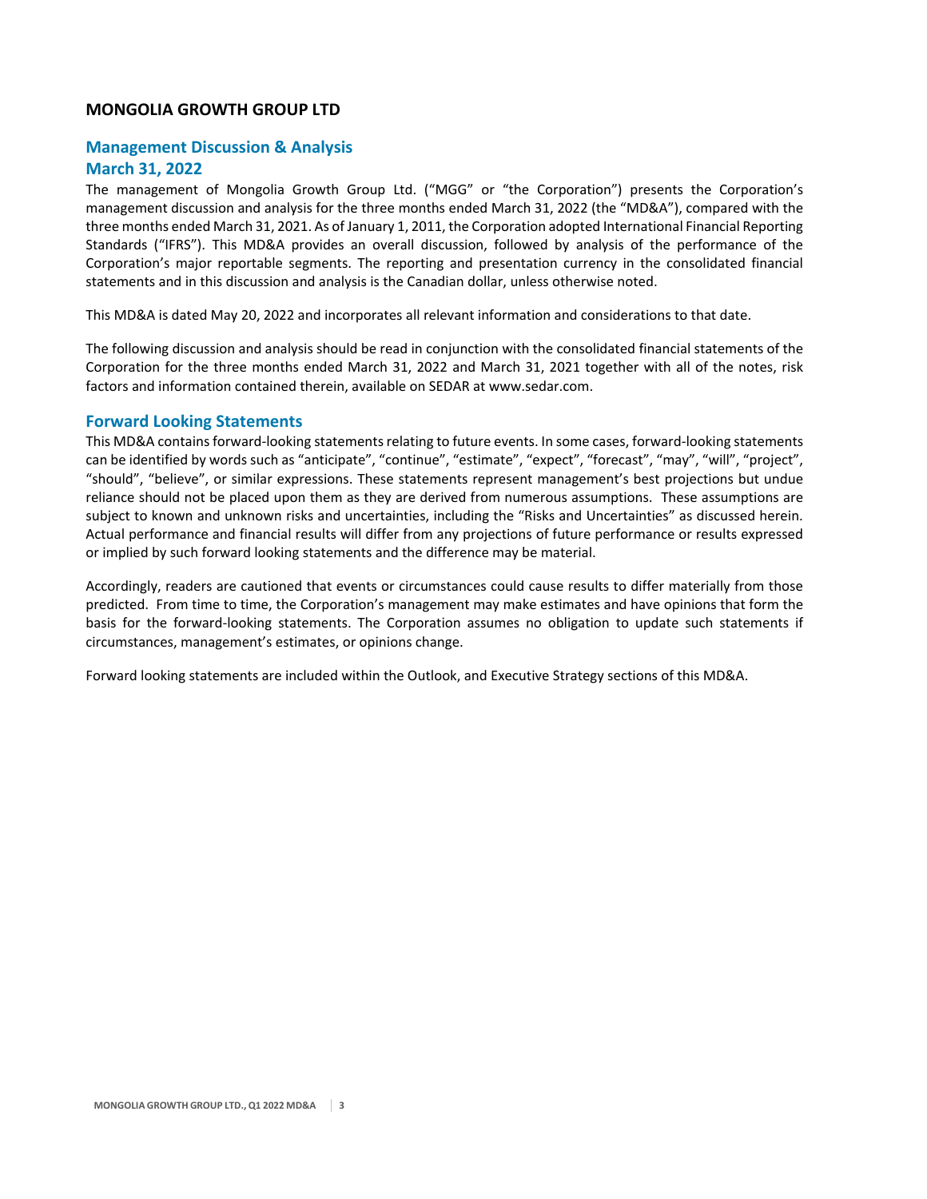# MONGOLIA GROWTH GROUP LTD

## Management Discussion & Analysis
## March 31, 2022

The management of Mongolia Growth Group Ltd. ("MGG" or "the Corporation") presents the Corporation's management discussion and analysis for the three months ended March 31, 2022 (the "MD&A"), compared with the three months ended March 31, 2021. As of January 1, 2011, the Corporation adopted International Financial Reporting Standards ("IFRS"). This MD&A provides an overall discussion, followed by analysis of the performance of the Corporation's major reportable segments. The reporting and presentation currency in the consolidated financial statements and in this discussion and analysis is the Canadian dollar, unless otherwise noted.

This MD&A is dated May 20, 2022 and incorporates all relevant information and considerations to that date.

The following discussion and analysis should be read in conjunction with the consolidated financial statements of the Corporation for the three months ended March 31, 2022 and March 31, 2021 together with all of the notes, risk factors and information contained therein, available on SEDAR at www.sedar.com.

## Forward Looking Statements

This MD&A contains forward-looking statements relating to future events. In some cases, forward-looking statements can be identified by words such as "anticipate", "continue", "estimate", "expect", "forecast", "may", "will", "project", "should", "believe", or similar expressions. These statements represent management's best projections but undue reliance should not be placed upon them as they are derived from numerous assumptions. These assumptions are subject to known and unknown risks and uncertainties, including the "Risks and Uncertainties" as discussed herein. Actual performance and financial results will differ from any projections of future performance or results expressed or implied by such forward looking statements and the difference may be material.

Accordingly, readers are cautioned that events or circumstances could cause results to differ materially from those predicted. From time to time, the Corporation's management may make estimates and have opinions that form the basis for the forward-looking statements. The Corporation assumes no obligation to update such statements if circumstances, management's estimates, or opinions change.

Forward looking statements are included within the Outlook, and Executive Strategy sections of this MD&A.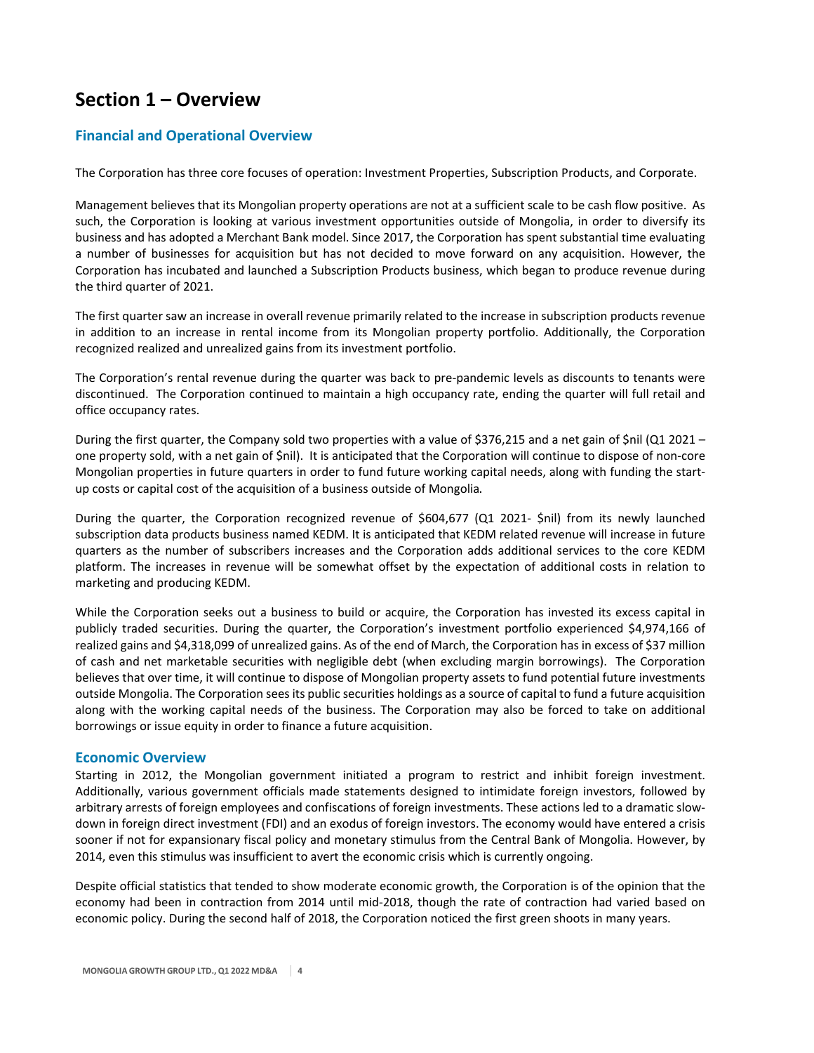# Section 1 – Overview

## Financial and Operational Overview

The Corporation has three core focuses of operation: Investment Properties, Subscription Products, and Corporate.

Management believes that its Mongolian property operations are not at a sufficient scale to be cash flow positive. As such, the Corporation is looking at various investment opportunities outside of Mongolia, in order to diversify its business and has adopted a Merchant Bank model. Since 2017, the Corporation has spent substantial time evaluating a number of businesses for acquisition but has not decided to move forward on any acquisition. However, the Corporation has incubated and launched a Subscription Products business, which began to produce revenue during the third quarter of 2021.

The first quarter saw an increase in overall revenue primarily related to the increase in subscription products revenue in addition to an increase in rental income from its Mongolian property portfolio. Additionally, the Corporation recognized realized and unrealized gains from its investment portfolio.

The Corporation's rental revenue during the quarter was back to pre-pandemic levels as discounts to tenants were discontinued. The Corporation continued to maintain a high occupancy rate, ending the quarter will full retail and office occupancy rates.

During the first quarter, the Company sold two properties with a value of $376,215 and a net gain of $nil (Q1 2021 – one property sold, with a net gain of $nil). It is anticipated that the Corporation will continue to dispose of non-core Mongolian properties in future quarters in order to fund future working capital needs, along with funding the start-up costs or capital cost of the acquisition of a business outside of Mongolia.

During the quarter, the Corporation recognized revenue of $604,677 (Q1 2021- $nil) from its newly launched subscription data products business named KEDM. It is anticipated that KEDM related revenue will increase in future quarters as the number of subscribers increases and the Corporation adds additional services to the core KEDM platform. The increases in revenue will be somewhat offset by the expectation of additional costs in relation to marketing and producing KEDM.

While the Corporation seeks out a business to build or acquire, the Corporation has invested its excess capital in publicly traded securities. During the quarter, the Corporation's investment portfolio experienced $4,974,166 of realized gains and $4,318,099 of unrealized gains. As of the end of March, the Corporation has in excess of $37 million of cash and net marketable securities with negligible debt (when excluding margin borrowings). The Corporation believes that over time, it will continue to dispose of Mongolian property assets to fund potential future investments outside Mongolia. The Corporation sees its public securities holdings as a source of capital to fund a future acquisition along with the working capital needs of the business. The Corporation may also be forced to take on additional borrowings or issue equity in order to finance a future acquisition.

## Economic Overview

Starting in 2012, the Mongolian government initiated a program to restrict and inhibit foreign investment. Additionally, various government officials made statements designed to intimidate foreign investors, followed by arbitrary arrests of foreign employees and confiscations of foreign investments. These actions led to a dramatic slow-down in foreign direct investment (FDI) and an exodus of foreign investors. The economy would have entered a crisis sooner if not for expansionary fiscal policy and monetary stimulus from the Central Bank of Mongolia. However, by 2014, even this stimulus was insufficient to avert the economic crisis which is currently ongoing.

Despite official statistics that tended to show moderate economic growth, the Corporation is of the opinion that the economy had been in contraction from 2014 until mid-2018, though the rate of contraction had varied based on economic policy. During the second half of 2018, the Corporation noticed the first green shoots in many years.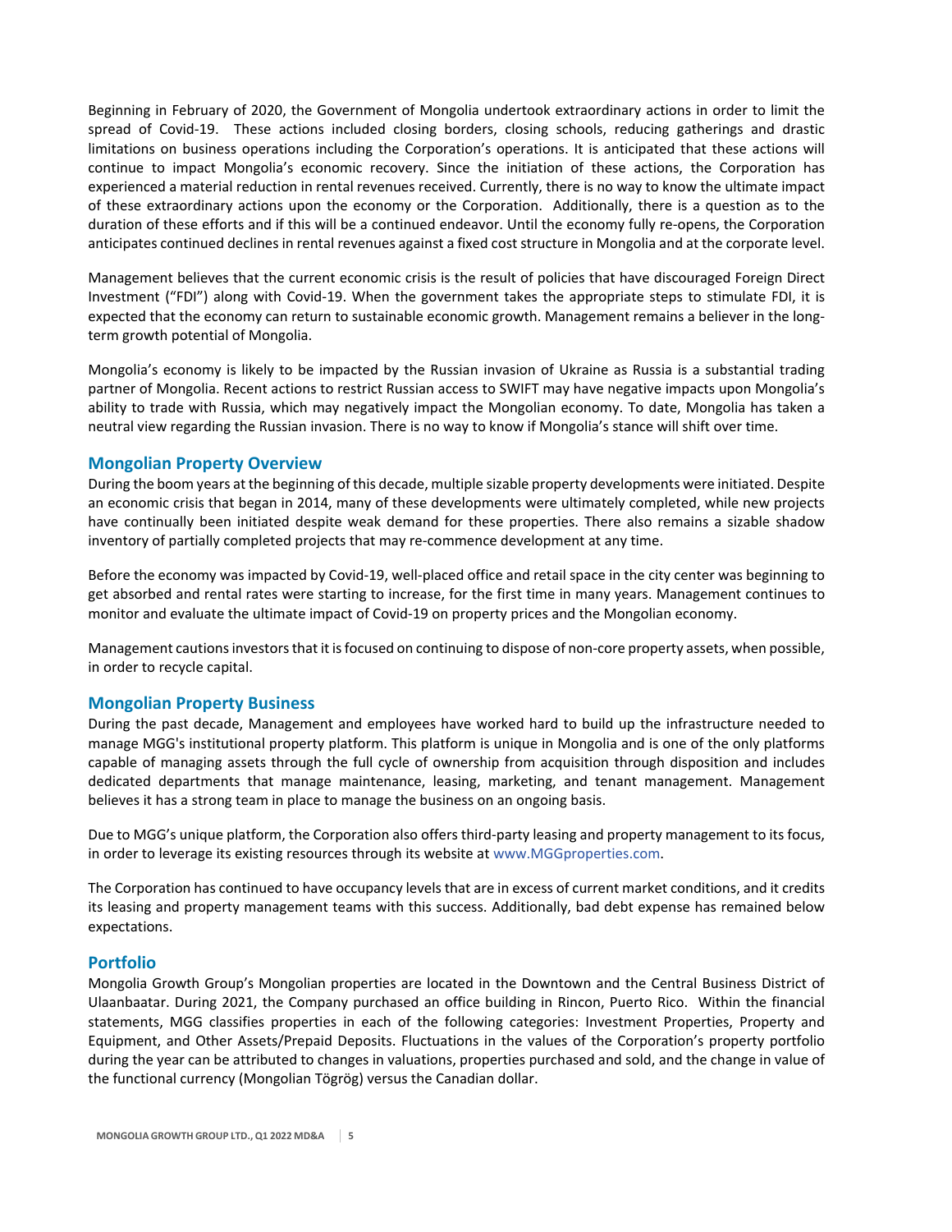Beginning in February of 2020, the Government of Mongolia undertook extraordinary actions in order to limit the spread of Covid-19. These actions included closing borders, closing schools, reducing gatherings and drastic limitations on business operations including the Corporation's operations. It is anticipated that these actions will continue to impact Mongolia's economic recovery. Since the initiation of these actions, the Corporation has experienced a material reduction in rental revenues received. Currently, there is no way to know the ultimate impact of these extraordinary actions upon the economy or the Corporation. Additionally, there is a question as to the duration of these efforts and if this will be a continued endeavor. Until the economy fully re-opens, the Corporation anticipates continued declines in rental revenues against a fixed cost structure in Mongolia and at the corporate level.

Management believes that the current economic crisis is the result of policies that have discouraged Foreign Direct Investment ("FDI") along with Covid-19. When the government takes the appropriate steps to stimulate FDI, it is expected that the economy can return to sustainable economic growth. Management remains a believer in the long-term growth potential of Mongolia.

Mongolia's economy is likely to be impacted by the Russian invasion of Ukraine as Russia is a substantial trading partner of Mongolia. Recent actions to restrict Russian access to SWIFT may have negative impacts upon Mongolia's ability to trade with Russia, which may negatively impact the Mongolian economy. To date, Mongolia has taken a neutral view regarding the Russian invasion. There is no way to know if Mongolia's stance will shift over time.

## Mongolian Property Overview

During the boom years at the beginning of this decade, multiple sizable property developments were initiated. Despite an economic crisis that began in 2014, many of these developments were ultimately completed, while new projects have continually been initiated despite weak demand for these properties. There also remains a sizable shadow inventory of partially completed projects that may re-commence development at any time.

Before the economy was impacted by Covid-19, well-placed office and retail space in the city center was beginning to get absorbed and rental rates were starting to increase, for the first time in many years. Management continues to monitor and evaluate the ultimate impact of Covid-19 on property prices and the Mongolian economy.

Management cautions investors that it is focused on continuing to dispose of non-core property assets, when possible, in order to recycle capital.

## Mongolian Property Business

During the past decade, Management and employees have worked hard to build up the infrastructure needed to manage MGG's institutional property platform. This platform is unique in Mongolia and is one of the only platforms capable of managing assets through the full cycle of ownership from acquisition through disposition and includes dedicated departments that manage maintenance, leasing, marketing, and tenant management. Management believes it has a strong team in place to manage the business on an ongoing basis.

Due to MGG's unique platform, the Corporation also offers third-party leasing and property management to its focus, in order to leverage its existing resources through its website at www.MGGproperties.com.

The Corporation has continued to have occupancy levels that are in excess of current market conditions, and it credits its leasing and property management teams with this success. Additionally, bad debt expense has remained below expectations.

## Portfolio

Mongolia Growth Group's Mongolian properties are located in the Downtown and the Central Business District of Ulaanbaatar. During 2021, the Company purchased an office building in Rincon, Puerto Rico. Within the financial statements, MGG classifies properties in each of the following categories: Investment Properties, Property and Equipment, and Other Assets/Prepaid Deposits. Fluctuations in the values of the Corporation's property portfolio during the year can be attributed to changes in valuations, properties purchased and sold, and the change in value of the functional currency (Mongolian Tögrög) versus the Canadian dollar.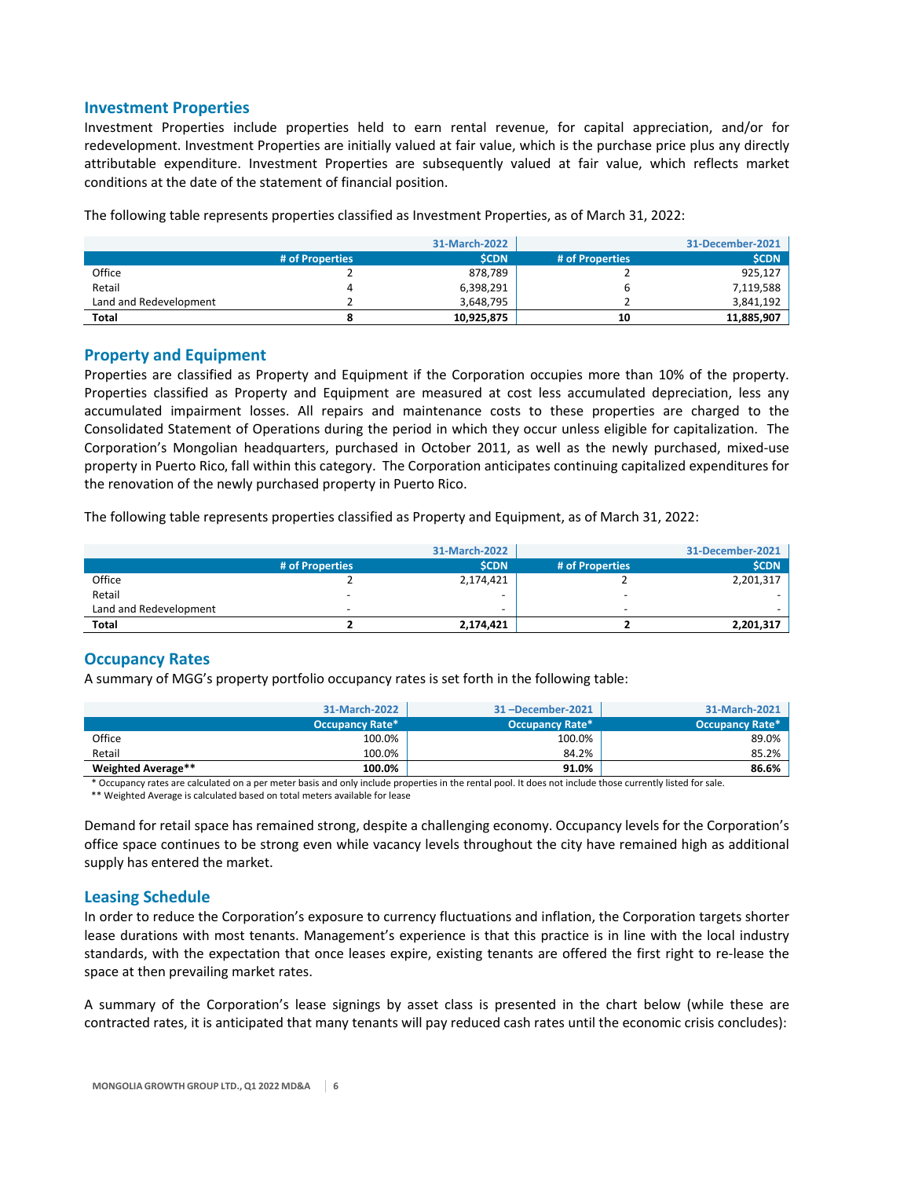## Investment Properties

Investment Properties include properties held to earn rental revenue, for capital appreciation, and/or for redevelopment. Investment Properties are initially valued at fair value, which is the purchase price plus any directly attributable expenditure. Investment Properties are subsequently valued at fair value, which reflects market conditions at the date of the statement of financial position.

The following table represents properties classified as Investment Properties, as of March 31, 2022:

| | 31-March-2022 | | 31-December-2021 | |
|---|---|---|---|---|
| | # of Properties | $CDN | # of Properties | $CDN |
| Office | 2 | 878,789 | 2 | 925,127 |
| Retail | 4 | 6,398,291 | 6 | 7,119,588 |
| Land and Redevelopment | 2 | 3,648,795 | 2 | 3,841,192 |
| **Total** | **8** | **10,925,875** | **10** | **11,885,907** |

## Property and Equipment

Properties are classified as Property and Equipment if the Corporation occupies more than 10% of the property. Properties classified as Property and Equipment are measured at cost less accumulated depreciation, less any accumulated impairment losses. All repairs and maintenance costs to these properties are charged to the Consolidated Statement of Operations during the period in which they occur unless eligible for capitalization. The Corporation's Mongolian headquarters, purchased in October 2011, as well as the newly purchased, mixed-use property in Puerto Rico, fall within this category. The Corporation anticipates continuing capitalized expenditures for the renovation of the newly purchased property in Puerto Rico.

The following table represents properties classified as Property and Equipment, as of March 31, 2022:

| | 31-March-2022 | | 31-December-2021 | |
|---|---|---|---|---|
| | # of Properties | $CDN | # of Properties | $CDN |
| Office | 2 | 2,174,421 | 2 | 2,201,317 |
| Retail | - | - | - | - |
| Land and Redevelopment | - | - | - | - |
| **Total** | **2** | **2,174,421** | **2** | **2,201,317** |

## Occupancy Rates

A summary of MGG's property portfolio occupancy rates is set forth in the following table:

| | 31-March-2022 | 31 –December-2021 | 31-March-2021 |
|---|---|---|---|
| | Occupancy Rate* | Occupancy Rate* | Occupancy Rate* |
| Office | 100.0% | 100.0% | 89.0% |
| Retail | 100.0% | 84.2% | 85.2% |
| **Weighted Average**** | **100.0%** | **91.0%** | **86.6%** |

\* Occupancy rates are calculated on a per meter basis and only include properties in the rental pool. It does not include those currently listed for sale.

\*\* Weighted Average is calculated based on total meters available for lease

Demand for retail space has remained strong, despite a challenging economy. Occupancy levels for the Corporation's office space continues to be strong even while vacancy levels throughout the city have remained high as additional supply has entered the market.

## Leasing Schedule

In order to reduce the Corporation's exposure to currency fluctuations and inflation, the Corporation targets shorter lease durations with most tenants. Management's experience is that this practice is in line with the local industry standards, with the expectation that once leases expire, existing tenants are offered the first right to re-lease the space at then prevailing market rates.

A summary of the Corporation's lease signings by asset class is presented in the chart below (while these are contracted rates, it is anticipated that many tenants will pay reduced cash rates until the economic crisis concludes):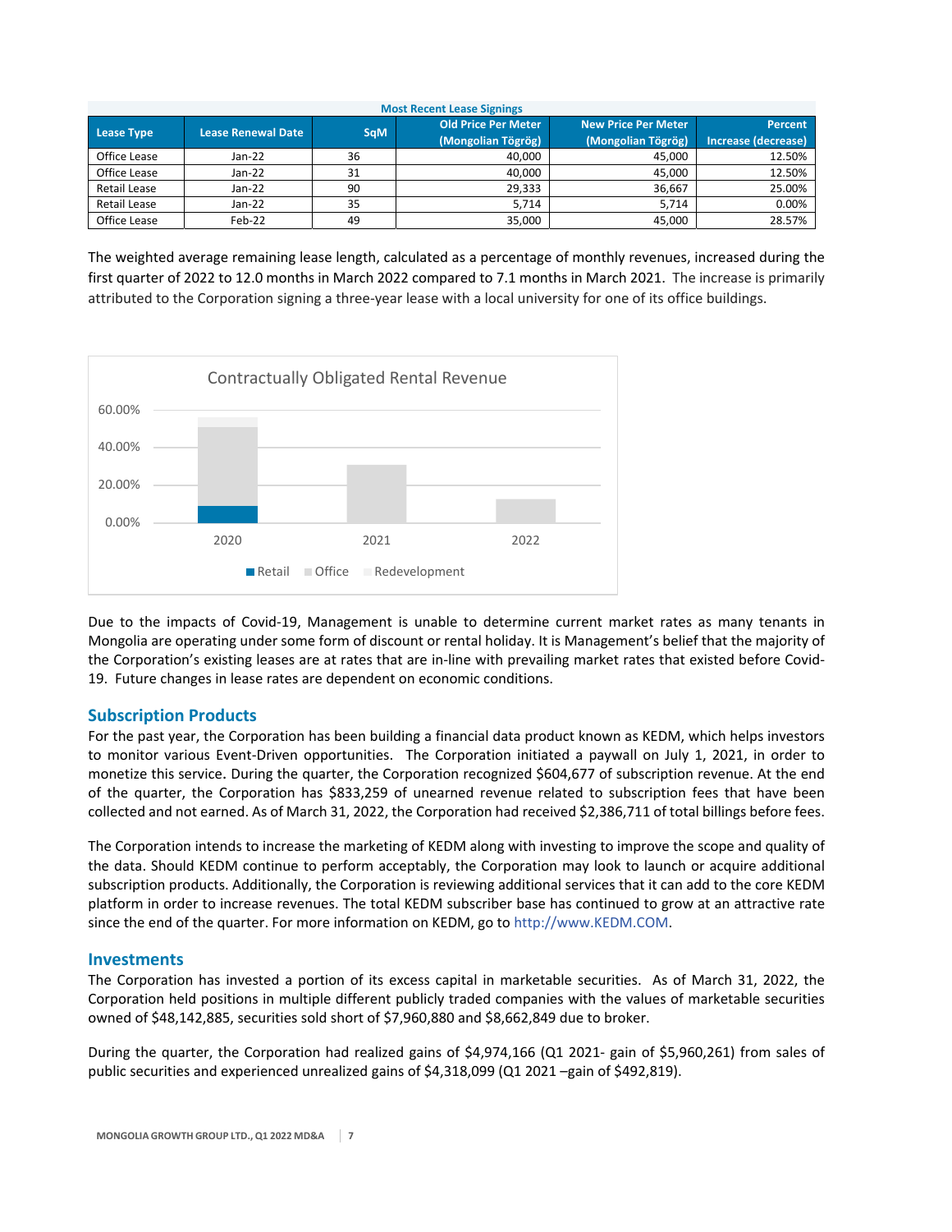| Most Recent Lease Signings | | | | | |
|---|---|---|---|---|---|
| Lease Type | Lease Renewal Date | SqM | Old Price Per Meter (Mongolian Tögrög) | New Price Per Meter (Mongolian Tögrög) | Percent Increase (decrease) |
| Office Lease | Jan-22 | 36 | 40,000 | 45,000 | 12.50% |
| Office Lease | Jan-22 | 31 | 40,000 | 45,000 | 12.50% |
| Retail Lease | Jan-22 | 90 | 29,333 | 36,667 | 25.00% |
| Retail Lease | Jan-22 | 35 | 5,714 | 5,714 | 0.00% |
| Office Lease | Feb-22 | 49 | 35,000 | 45,000 | 28.57% |

The weighted average remaining lease length, calculated as a percentage of monthly revenues, increased during the first quarter of 2022 to 12.0 months in March 2022 compared to 7.1 months in March 2021. The increase is primarily attributed to the Corporation signing a three-year lease with a local university for one of its office buildings.

Contractually Obligated Rental Revenue

Due to the impacts of Covid-19, Management is unable to determine current market rates as many tenants in Mongolia are operating under some form of discount or rental holiday. It is Management's belief that the majority of the Corporation's existing leases are at rates that are in-line with prevailing market rates that existed before Covid-19. Future changes in lease rates are dependent on economic conditions.

## Subscription Products

For the past year, the Corporation has been building a financial data product known as KEDM, which helps investors to monitor various Event-Driven opportunities. The Corporation initiated a paywall on July 1, 2021, in order to monetize this service. During the quarter, the Corporation recognized $604,677 of subscription revenue. At the end of the quarter, the Corporation has $833,259 of unearned revenue related to subscription fees that have been collected and not earned. As of March 31, 2022, the Corporation had received $2,386,711 of total billings before fees.

The Corporation intends to increase the marketing of KEDM along with investing to improve the scope and quality of the data. Should KEDM continue to perform acceptably, the Corporation may look to launch or acquire additional subscription products. Additionally, the Corporation is reviewing additional services that it can add to the core KEDM platform in order to increase revenues. The total KEDM subscriber base has continued to grow at an attractive rate since the end of the quarter. For more information on KEDM, go to http://www.KEDM.COM.

## Investments

The Corporation has invested a portion of its excess capital in marketable securities. As of March 31, 2022, the Corporation held positions in multiple different publicly traded companies with the values of marketable securities owned of $48,142,885, securities sold short of $7,960,880 and $8,662,849 due to broker.

During the quarter, the Corporation had realized gains of $4,974,166 (Q1 2021- gain of $5,960,261) from sales of public securities and experienced unrealized gains of $4,318,099 (Q1 2021 –gain of $492,819).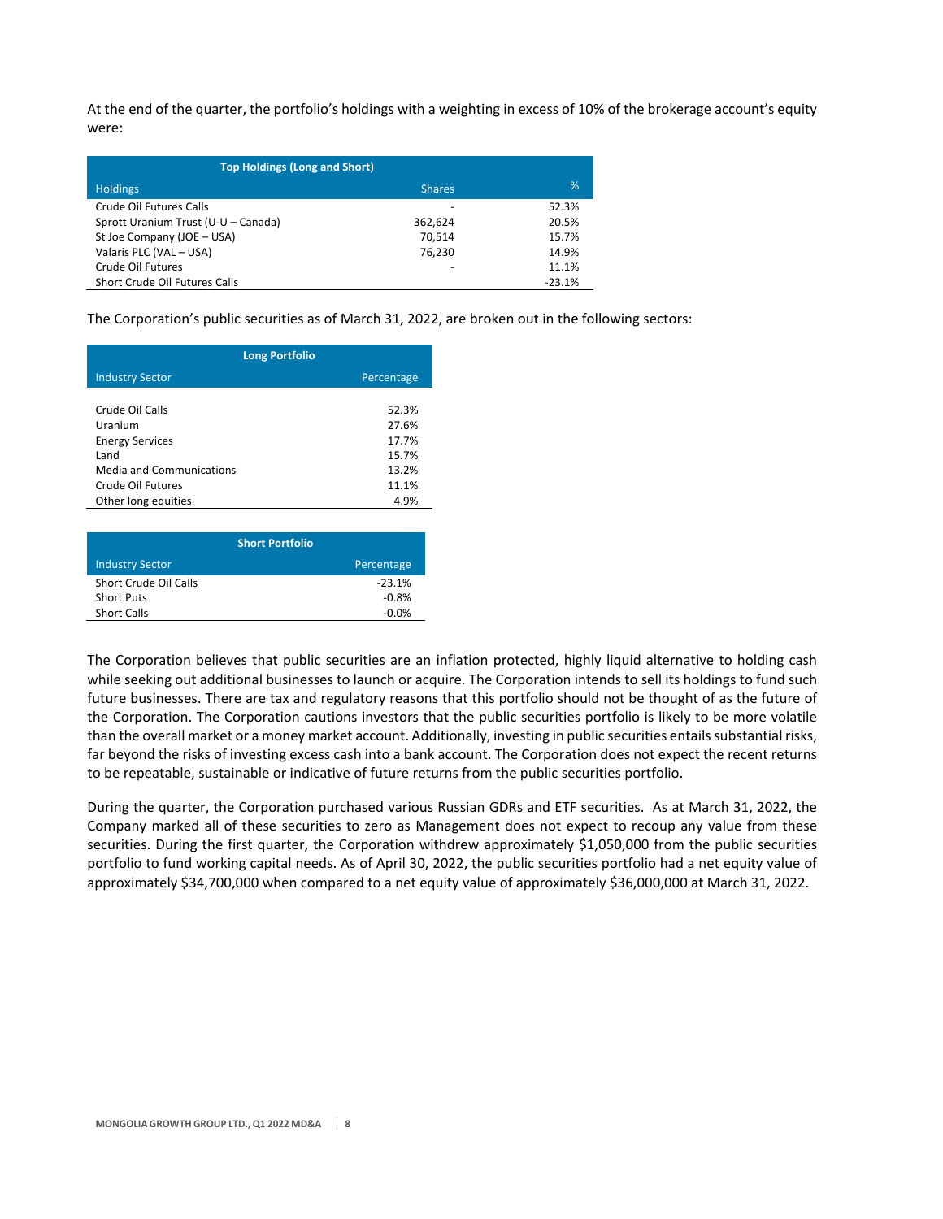At the end of the quarter, the portfolio's holdings with a weighting in excess of 10% of the brokerage account's equity were:

| Top Holdings (Long and Short) | | |
|---|---|---|
| Holdings | Shares | % |
| Crude Oil Futures Calls | - | 52.3% |
| Sprott Uranium Trust (U-U – Canada) | 362,624 | 20.5% |
| St Joe Company (JOE – USA) | 70,514 | 15.7% |
| Valaris PLC (VAL – USA) | 76,230 | 14.9% |
| Crude Oil Futures | - | 11.1% |
| Short Crude Oil Futures Calls | | -23.1% |

The Corporation's public securities as of March 31, 2022, are broken out in the following sectors:

| Long Portfolio | |
|---|---|
| Industry Sector | Percentage |
| Crude Oil Calls | 52.3% |
| Uranium | 27.6% |
| Energy Services | 17.7% |
| Land | 15.7% |
| Media and Communications | 13.2% |
| Crude Oil Futures | 11.1% |
| Other long equities | 4.9% |

| Short Portfolio | |
|---|---|
| Industry Sector | Percentage |
| Short Crude Oil Calls | -23.1% |
| Short Puts | -0.8% |
| Short Calls | -0.0% |

The Corporation believes that public securities are an inflation protected, highly liquid alternative to holding cash while seeking out additional businesses to launch or acquire. The Corporation intends to sell its holdings to fund such future businesses. There are tax and regulatory reasons that this portfolio should not be thought of as the future of the Corporation. The Corporation cautions investors that the public securities portfolio is likely to be more volatile than the overall market or a money market account. Additionally, investing in public securities entails substantial risks, far beyond the risks of investing excess cash into a bank account. The Corporation does not expect the recent returns to be repeatable, sustainable or indicative of future returns from the public securities portfolio.

During the quarter, the Corporation purchased various Russian GDRs and ETF securities. As at March 31, 2022, the Company marked all of these securities to zero as Management does not expect to recoup any value from these securities. During the first quarter, the Corporation withdrew approximately $1,050,000 from the public securities portfolio to fund working capital needs. As of April 30, 2022, the public securities portfolio had a net equity value of approximately $34,700,000 when compared to a net equity value of approximately $36,000,000 at March 31, 2022.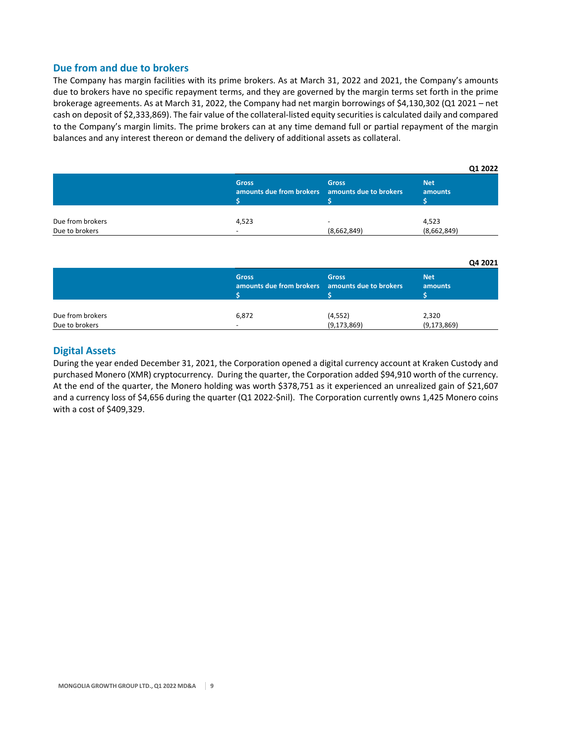## Due from and due to brokers

The Company has margin facilities with its prime brokers. As at March 31, 2022 and 2021, the Company's amounts due to brokers have no specific repayment terms, and they are governed by the margin terms set forth in the prime brokerage agreements. As at March 31, 2022, the Company had net margin borrowings of $4,130,302 (Q1 2021 – net cash on deposit of $2,333,869). The fair value of the collateral-listed equity securities is calculated daily and compared to the Company's margin limits. The prime brokers can at any time demand full or partial repayment of the margin balances and any interest thereon or demand the delivery of additional assets as collateral.

**Q1 2022**

| | Gross amounts due from brokers $ | Gross amounts due to brokers $ | Net amounts $ |
|---|---|---|---|
| Due from brokers | 4,523 | - | 4,523 |
| Due to brokers | - | (8,662,849) | (8,662,849) |

**Q4 2021**

| | Gross amounts due from brokers $ | Gross amounts due to brokers $ | Net amounts $ |
|---|---|---|---|
| Due from brokers | 6,872 | (4,552) | 2,320 |
| Due to brokers | - | (9,173,869) | (9,173,869) |

## Digital Assets

During the year ended December 31, 2021, the Corporation opened a digital currency account at Kraken Custody and purchased Monero (XMR) cryptocurrency. During the quarter, the Corporation added $94,910 worth of the currency. At the end of the quarter, the Monero holding was worth $378,751 as it experienced an unrealized gain of $21,607 and a currency loss of $4,656 during the quarter (Q1 2022-$nil). The Corporation currently owns 1,425 Monero coins with a cost of $409,329.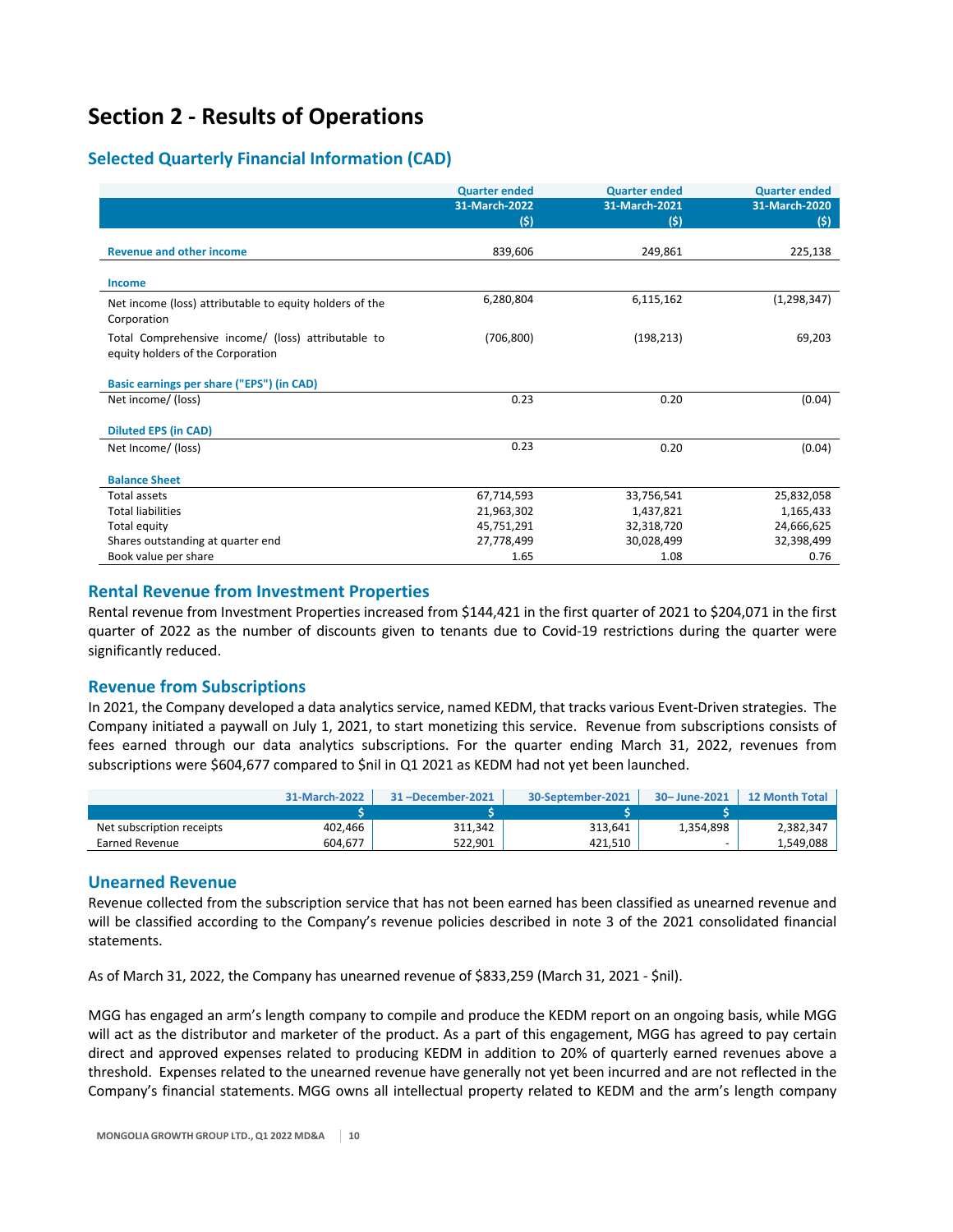# Section 2 - Results of Operations

## Selected Quarterly Financial Information (CAD)

| | Quarter ended 31-March-2022 ($) | Quarter ended 31-March-2021 ($) | Quarter ended 31-March-2020 ($) |
|---|---|---|---|
| **Revenue and other income** | 839,606 | 249,861 | 225,138 |
| **Income** | | | |
| Net income (loss) attributable to equity holders of the Corporation | 6,280,804 | 6,115,162 | (1,298,347) |
| Total Comprehensive income/ (loss) attributable to equity holders of the Corporation | (706,800) | (198,213) | 69,203 |
| **Basic earnings per share ("EPS") (in CAD)** | | | |
| Net income/ (loss) | 0.23 | 0.20 | (0.04) |
| **Diluted EPS (in CAD)** | | | |
| Net Income/ (loss) | 0.23 | 0.20 | (0.04) |
| **Balance Sheet** | | | |
| Total assets | 67,714,593 | 33,756,541 | 25,832,058 |
| Total liabilities | 21,963,302 | 1,437,821 | 1,165,433 |
| Total equity | 45,751,291 | 32,318,720 | 24,666,625 |
| Shares outstanding at quarter end | 27,778,499 | 30,028,499 | 32,398,499 |
| Book value per share | 1.65 | 1.08 | 0.76 |

## Rental Revenue from Investment Properties

Rental revenue from Investment Properties increased from $144,421 in the first quarter of 2021 to $204,071 in the first quarter of 2022 as the number of discounts given to tenants due to Covid-19 restrictions during the quarter were significantly reduced.

## Revenue from Subscriptions

In 2021, the Company developed a data analytics service, named KEDM, that tracks various Event-Driven strategies. The Company initiated a paywall on July 1, 2021, to start monetizing this service. Revenue from subscriptions consists of fees earned through our data analytics subscriptions. For the quarter ending March 31, 2022, revenues from subscriptions were $604,677 compared to $nil in Q1 2021 as KEDM had not yet been launched.

| | 31-March-2022 | 31 –December-2021 | 30-September-2021 | 30– June-2021 | 12 Month Total |
|---|---|---|---|---|---|
| | $ | $ | $ | $ | |
| Net subscription receipts | 402,466 | 311,342 | 313,641 | 1,354,898 | 2,382,347 |
| Earned Revenue | 604,677 | 522,901 | 421,510 | - | 1,549,088 |

## Unearned Revenue

Revenue collected from the subscription service that has not been earned has been classified as unearned revenue and will be classified according to the Company's revenue policies described in note 3 of the 2021 consolidated financial statements.

As of March 31, 2022, the Company has unearned revenue of $833,259 (March 31, 2021 - $nil).

MGG has engaged an arm's length company to compile and produce the KEDM report on an ongoing basis, while MGG will act as the distributor and marketer of the product. As a part of this engagement, MGG has agreed to pay certain direct and approved expenses related to producing KEDM in addition to 20% of quarterly earned revenues above a threshold. Expenses related to the unearned revenue have generally not yet been incurred and are not reflected in the Company's financial statements. MGG owns all intellectual property related to KEDM and the arm's length company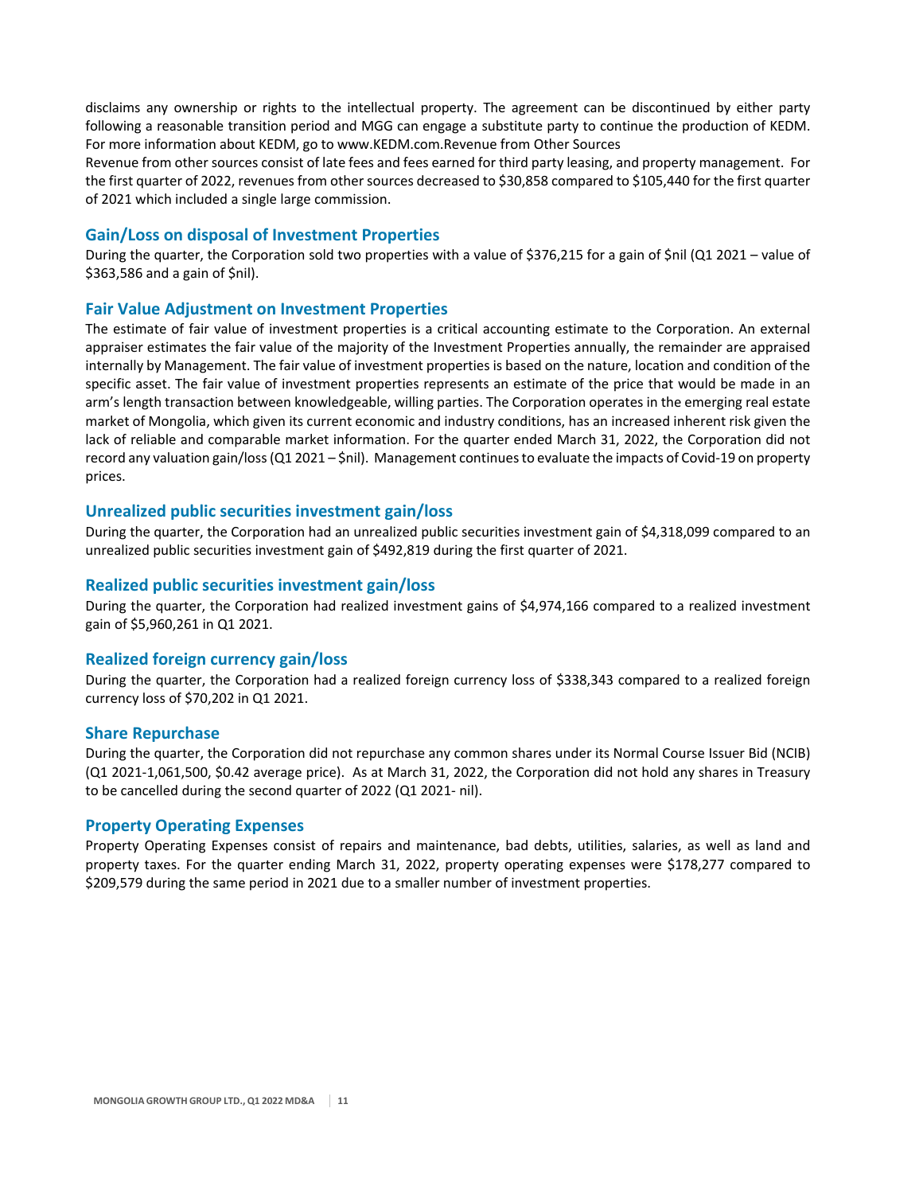disclaims any ownership or rights to the intellectual property. The agreement can be discontinued by either party following a reasonable transition period and MGG can engage a substitute party to continue the production of KEDM. For more information about KEDM, go to www.KEDM.com.Revenue from Other Sources

Revenue from other sources consist of late fees and fees earned for third party leasing, and property management. For the first quarter of 2022, revenues from other sources decreased to $30,858 compared to $105,440 for the first quarter of 2021 which included a single large commission.

## Gain/Loss on disposal of Investment Properties

During the quarter, the Corporation sold two properties with a value of $376,215 for a gain of $nil (Q1 2021 – value of $363,586 and a gain of $nil).

## Fair Value Adjustment on Investment Properties

The estimate of fair value of investment properties is a critical accounting estimate to the Corporation. An external appraiser estimates the fair value of the majority of the Investment Properties annually, the remainder are appraised internally by Management. The fair value of investment properties is based on the nature, location and condition of the specific asset. The fair value of investment properties represents an estimate of the price that would be made in an arm's length transaction between knowledgeable, willing parties. The Corporation operates in the emerging real estate market of Mongolia, which given its current economic and industry conditions, has an increased inherent risk given the lack of reliable and comparable market information. For the quarter ended March 31, 2022, the Corporation did not record any valuation gain/loss (Q1 2021 – $nil). Management continues to evaluate the impacts of Covid-19 on property prices.

## Unrealized public securities investment gain/loss

During the quarter, the Corporation had an unrealized public securities investment gain of $4,318,099 compared to an unrealized public securities investment gain of $492,819 during the first quarter of 2021.

## Realized public securities investment gain/loss

During the quarter, the Corporation had realized investment gains of $4,974,166 compared to a realized investment gain of $5,960,261 in Q1 2021.

## Realized foreign currency gain/loss

During the quarter, the Corporation had a realized foreign currency loss of $338,343 compared to a realized foreign currency loss of $70,202 in Q1 2021.

## Share Repurchase

During the quarter, the Corporation did not repurchase any common shares under its Normal Course Issuer Bid (NCIB) (Q1 2021-1,061,500, $0.42 average price). As at March 31, 2022, the Corporation did not hold any shares in Treasury to be cancelled during the second quarter of 2022 (Q1 2021- nil).

## Property Operating Expenses

Property Operating Expenses consist of repairs and maintenance, bad debts, utilities, salaries, as well as land and property taxes. For the quarter ending March 31, 2022, property operating expenses were $178,277 compared to $209,579 during the same period in 2021 due to a smaller number of investment properties.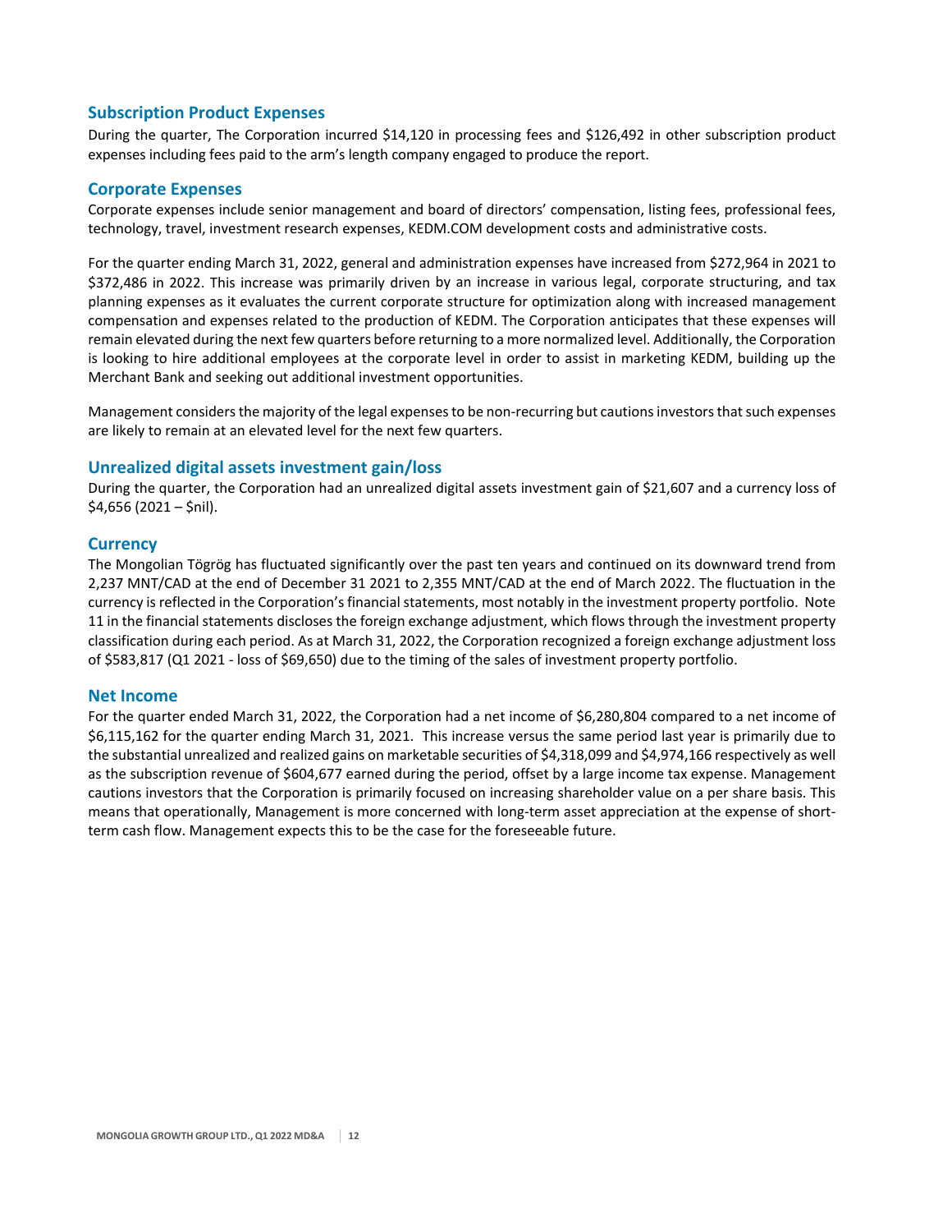## Subscription Product Expenses

During the quarter, The Corporation incurred $14,120 in processing fees and $126,492 in other subscription product expenses including fees paid to the arm's length company engaged to produce the report.

## Corporate Expenses

Corporate expenses include senior management and board of directors' compensation, listing fees, professional fees, technology, travel, investment research expenses, KEDM.COM development costs and administrative costs.

For the quarter ending March 31, 2022, general and administration expenses have increased from $272,964 in 2021 to $372,486 in 2022. This increase was primarily driven by an increase in various legal, corporate structuring, and tax planning expenses as it evaluates the current corporate structure for optimization along with increased management compensation and expenses related to the production of KEDM. The Corporation anticipates that these expenses will remain elevated during the next few quarters before returning to a more normalized level. Additionally, the Corporation is looking to hire additional employees at the corporate level in order to assist in marketing KEDM, building up the Merchant Bank and seeking out additional investment opportunities.

Management considers the majority of the legal expenses to be non-recurring but cautions investors that such expenses are likely to remain at an elevated level for the next few quarters.

## Unrealized digital assets investment gain/loss

During the quarter, the Corporation had an unrealized digital assets investment gain of $21,607 and a currency loss of $4,656 (2021 – $nil).

## Currency

The Mongolian Tögrög has fluctuated significantly over the past ten years and continued on its downward trend from 2,237 MNT/CAD at the end of December 31 2021 to 2,355 MNT/CAD at the end of March 2022. The fluctuation in the currency is reflected in the Corporation's financial statements, most notably in the investment property portfolio. Note 11 in the financial statements discloses the foreign exchange adjustment, which flows through the investment property classification during each period. As at March 31, 2022, the Corporation recognized a foreign exchange adjustment loss of $583,817 (Q1 2021 - loss of $69,650) due to the timing of the sales of investment property portfolio.

## Net Income

For the quarter ended March 31, 2022, the Corporation had a net income of $6,280,804 compared to a net income of $6,115,162 for the quarter ending March 31, 2021. This increase versus the same period last year is primarily due to the substantial unrealized and realized gains on marketable securities of $4,318,099 and $4,974,166 respectively as well as the subscription revenue of $604,677 earned during the period, offset by a large income tax expense. Management cautions investors that the Corporation is primarily focused on increasing shareholder value on a per share basis. This means that operationally, Management is more concerned with long-term asset appreciation at the expense of short-term cash flow. Management expects this to be the case for the foreseeable future.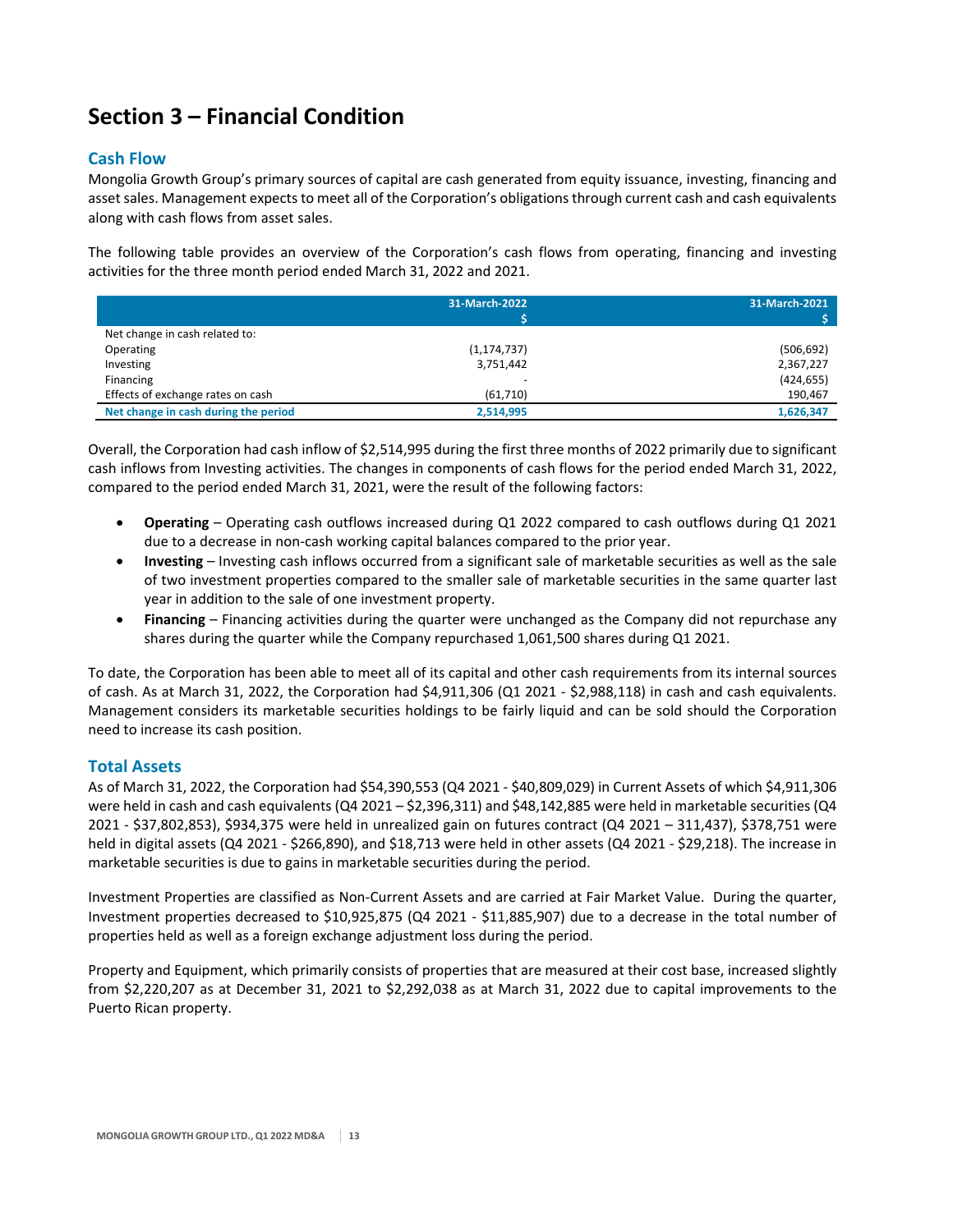# Section 3 – Financial Condition

## Cash Flow

Mongolia Growth Group's primary sources of capital are cash generated from equity issuance, investing, financing and asset sales. Management expects to meet all of the Corporation's obligations through current cash and cash equivalents along with cash flows from asset sales.

The following table provides an overview of the Corporation's cash flows from operating, financing and investing activities for the three month period ended March 31, 2022 and 2021.

| | 31-March-2022<br>$ | 31-March-2021<br>$ |
|---|---|---|
| Net change in cash related to: | | |
| Operating | (1,174,737) | (506,692) |
| Investing | 3,751,442 | 2,367,227 |
| Financing | - | (424,655) |
| Effects of exchange rates on cash | (61,710) | 190,467 |
| **Net change in cash during the period** | **2,514,995** | **1,626,347** |

Overall, the Corporation had cash inflow of $2,514,995 during the first three months of 2022 primarily due to significant cash inflows from Investing activities. The changes in components of cash flows for the period ended March 31, 2022, compared to the period ended March 31, 2021, were the result of the following factors:

- **Operating** – Operating cash outflows increased during Q1 2022 compared to cash outflows during Q1 2021 due to a decrease in non-cash working capital balances compared to the prior year.
- **Investing** – Investing cash inflows occurred from a significant sale of marketable securities as well as the sale of two investment properties compared to the smaller sale of marketable securities in the same quarter last year in addition to the sale of one investment property.
- **Financing** – Financing activities during the quarter were unchanged as the Company did not repurchase any shares during the quarter while the Company repurchased 1,061,500 shares during Q1 2021.

To date, the Corporation has been able to meet all of its capital and other cash requirements from its internal sources of cash. As at March 31, 2022, the Corporation had $4,911,306 (Q1 2021 - $2,988,118) in cash and cash equivalents. Management considers its marketable securities holdings to be fairly liquid and can be sold should the Corporation need to increase its cash position.

## Total Assets

As of March 31, 2022, the Corporation had $54,390,553 (Q4 2021 - $40,809,029) in Current Assets of which $4,911,306 were held in cash and cash equivalents (Q4 2021 – $2,396,311) and $48,142,885 were held in marketable securities (Q4 2021 - $37,802,853), $934,375 were held in unrealized gain on futures contract (Q4 2021 – 311,437), $378,751 were held in digital assets (Q4 2021 - $266,890), and $18,713 were held in other assets (Q4 2021 - $29,218). The increase in marketable securities is due to gains in marketable securities during the period.

Investment Properties are classified as Non-Current Assets and are carried at Fair Market Value. During the quarter, Investment properties decreased to $10,925,875 (Q4 2021 - $11,885,907) due to a decrease in the total number of properties held as well as a foreign exchange adjustment loss during the period.

Property and Equipment, which primarily consists of properties that are measured at their cost base, increased slightly from $2,220,207 as at December 31, 2021 to $2,292,038 as at March 31, 2022 due to capital improvements to the Puerto Rican property.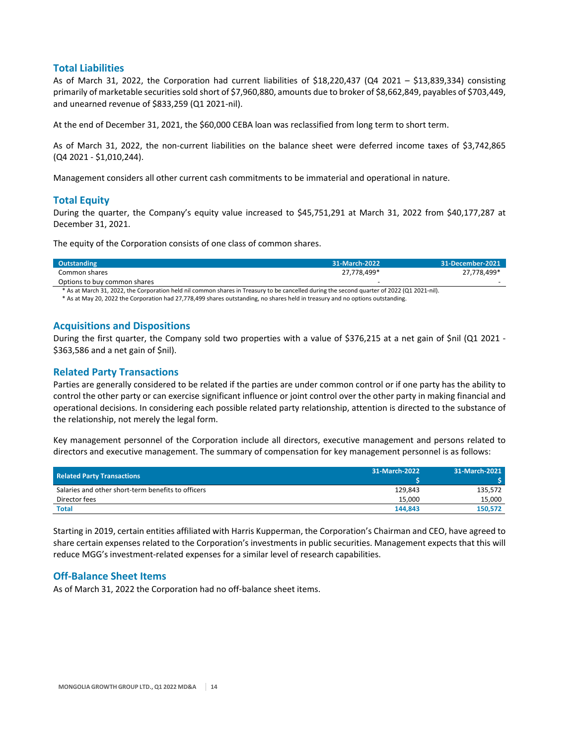## Total Liabilities

As of March 31, 2022, the Corporation had current liabilities of $18,220,437 (Q4 2021 – $13,839,334) consisting primarily of marketable securities sold short of $7,960,880, amounts due to broker of $8,662,849, payables of $703,449, and unearned revenue of $833,259 (Q1 2021-nil).

At the end of December 31, 2021, the $60,000 CEBA loan was reclassified from long term to short term.

As of March 31, 2022, the non-current liabilities on the balance sheet were deferred income taxes of $3,742,865 (Q4 2021 - $1,010,244).

Management considers all other current cash commitments to be immaterial and operational in nature.

## Total Equity

During the quarter, the Company's equity value increased to $45,751,291 at March 31, 2022 from $40,177,287 at December 31, 2021.

The equity of the Corporation consists of one class of common shares.

| Outstanding | 31-March-2022 | 31-December-2021 |
|---|---|---|
| Common shares | 27,778,499* | 27,778,499* |
| Options to buy common shares | - | - |

\* As at March 31, 2022, the Corporation held nil common shares in Treasury to be cancelled during the second quarter of 2022 (Q1 2021-nil).

\* As at May 20, 2022 the Corporation had 27,778,499 shares outstanding, no shares held in treasury and no options outstanding.

## Acquisitions and Dispositions

During the first quarter, the Company sold two properties with a value of $376,215 at a net gain of $nil (Q1 2021 - $363,586 and a net gain of $nil).

## Related Party Transactions

Parties are generally considered to be related if the parties are under common control or if one party has the ability to control the other party or can exercise significant influence or joint control over the other party in making financial and operational decisions. In considering each possible related party relationship, attention is directed to the substance of the relationship, not merely the legal form.

Key management personnel of the Corporation include all directors, executive management and persons related to directors and executive management. The summary of compensation for key management personnel is as follows:

| Related Party Transactions | 31-March-2022 $ | 31-March-2021 $ |
|---|---|---|
| Salaries and other short-term benefits to officers | 129,843 | 135,572 |
| Director fees | 15,000 | 15,000 |
| **Total** | **144,843** | **150,572** |

Starting in 2019, certain entities affiliated with Harris Kupperman, the Corporation's Chairman and CEO, have agreed to share certain expenses related to the Corporation's investments in public securities. Management expects that this will reduce MGG's investment-related expenses for a similar level of research capabilities.

## Off-Balance Sheet Items

As of March 31, 2022 the Corporation had no off-balance sheet items.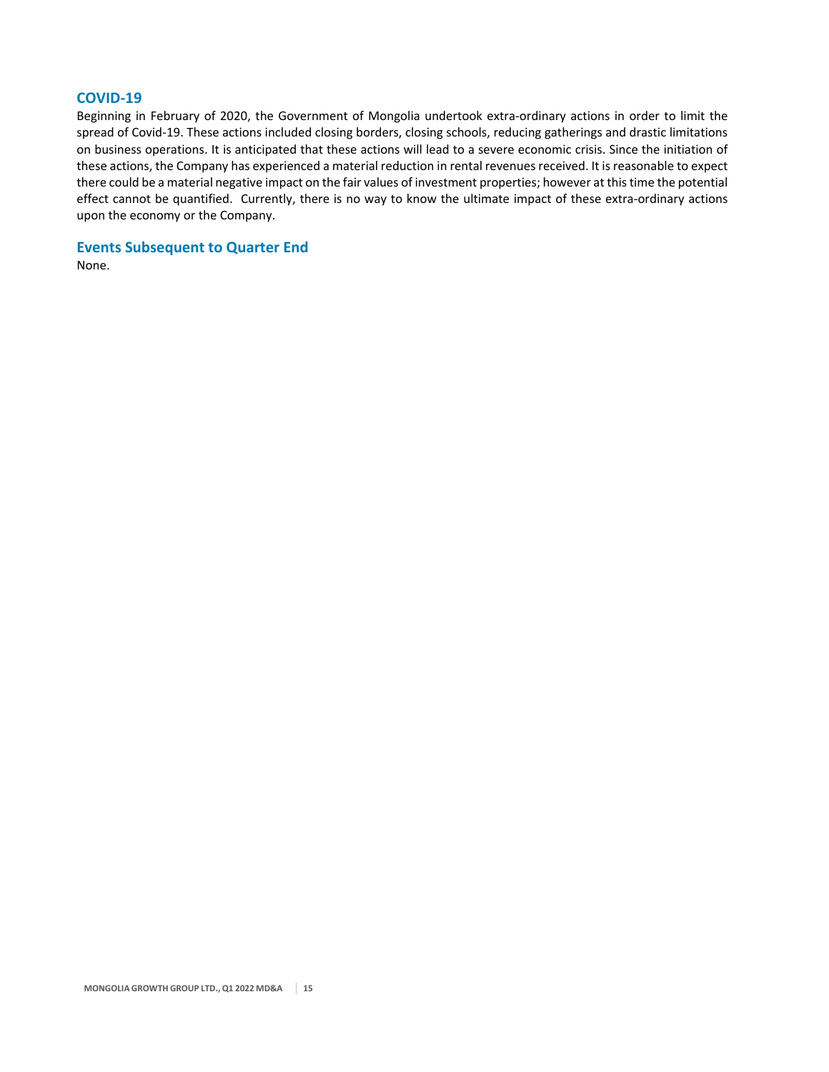## COVID-19

Beginning in February of 2020, the Government of Mongolia undertook extra-ordinary actions in order to limit the spread of Covid-19. These actions included closing borders, closing schools, reducing gatherings and drastic limitations on business operations. It is anticipated that these actions will lead to a severe economic crisis. Since the initiation of these actions, the Company has experienced a material reduction in rental revenues received. It is reasonable to expect there could be a material negative impact on the fair values of investment properties; however at this time the potential effect cannot be quantified. Currently, there is no way to know the ultimate impact of these extra-ordinary actions upon the economy or the Company.

## Events Subsequent to Quarter End

None.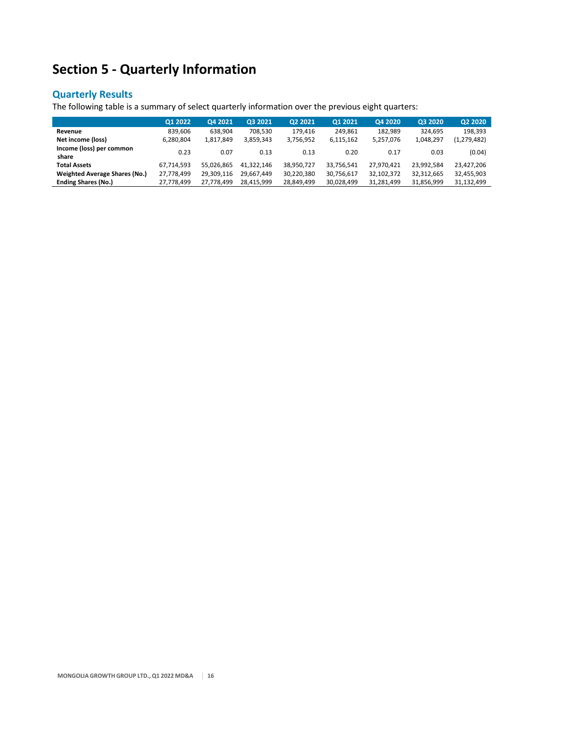# Section 5 - Quarterly Information

## Quarterly Results

The following table is a summary of select quarterly information over the previous eight quarters:

| | Q1 2022 | Q4 2021 | Q3 2021 | Q2 2021 | Q1 2021 | Q4 2020 | Q3 2020 | Q2 2020 |
|---|---|---|---|---|---|---|---|---|
| **Revenue** | 839,606 | 638,904 | 708,530 | 179,416 | 249,861 | 182,989 | 324,695 | 198,393 |
| **Net income (loss)** | 6,280,804 | 1,817,849 | 3,859,343 | 3,756,952 | 6,115,162 | 5,257,076 | 1,048,297 | (1,279,482) |
| **Income (loss) per common share** | 0.23 | 0.07 | 0.13 | 0.13 | 0.20 | 0.17 | 0.03 | (0.04) |
| **Total Assets** | 67,714,593 | 55,026,865 | 41,322,146 | 38,950,727 | 33,756,541 | 27,970,421 | 23,992,584 | 23,427,206 |
| **Weighted Average Shares (No.)** | 27,778,499 | 29,309,116 | 29,667,449 | 30,220,380 | 30,756,617 | 32,102,372 | 32,312,665 | 32,455,903 |
| **Ending Shares (No.)** | 27,778,499 | 27,778,499 | 28,415,999 | 28,849,499 | 30,028,499 | 31,281,499 | 31,856,999 | 31,132,499 |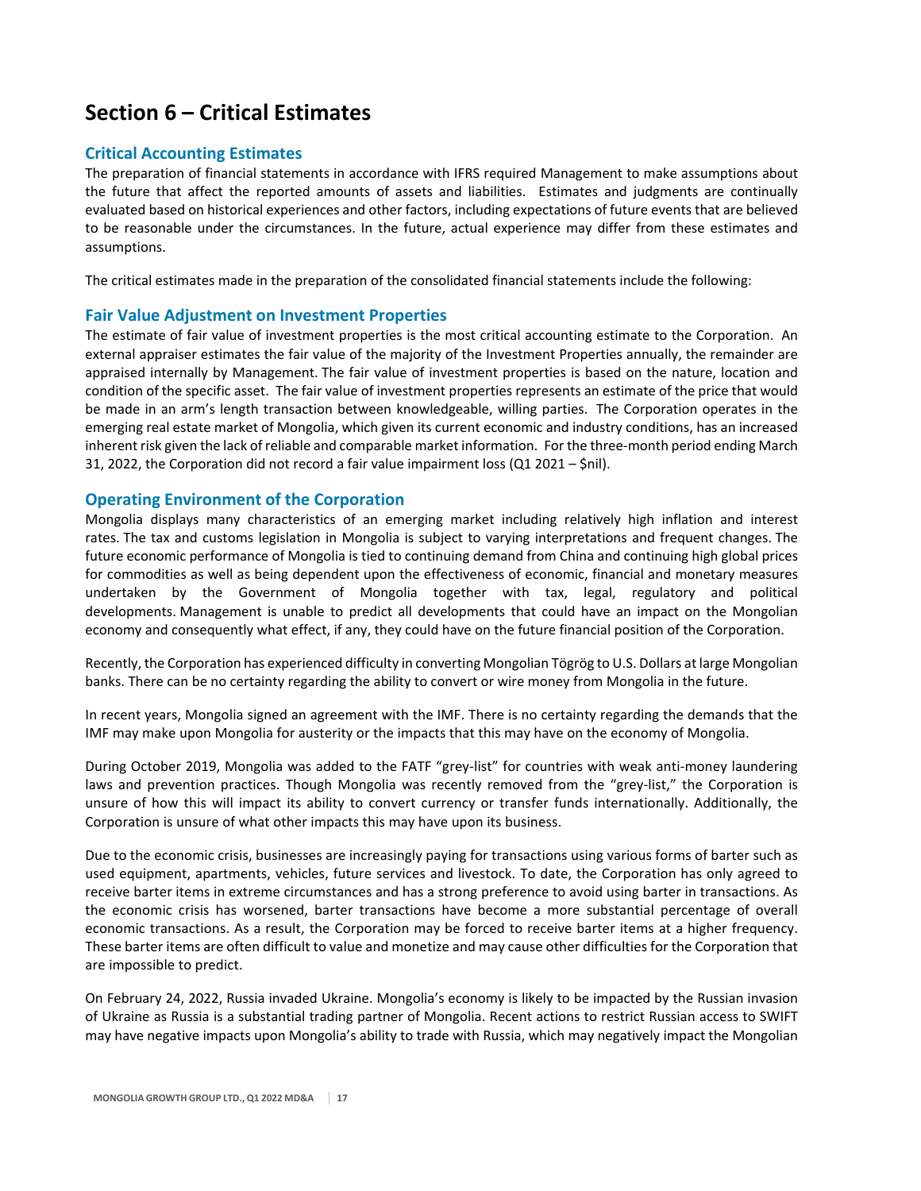# Section 6 – Critical Estimates

## Critical Accounting Estimates

The preparation of financial statements in accordance with IFRS required Management to make assumptions about the future that affect the reported amounts of assets and liabilities. Estimates and judgments are continually evaluated based on historical experiences and other factors, including expectations of future events that are believed to be reasonable under the circumstances. In the future, actual experience may differ from these estimates and assumptions.

The critical estimates made in the preparation of the consolidated financial statements include the following:

## Fair Value Adjustment on Investment Properties

The estimate of fair value of investment properties is the most critical accounting estimate to the Corporation. An external appraiser estimates the fair value of the majority of the Investment Properties annually, the remainder are appraised internally by Management. The fair value of investment properties is based on the nature, location and condition of the specific asset. The fair value of investment properties represents an estimate of the price that would be made in an arm's length transaction between knowledgeable, willing parties. The Corporation operates in the emerging real estate market of Mongolia, which given its current economic and industry conditions, has an increased inherent risk given the lack of reliable and comparable market information. For the three-month period ending March 31, 2022, the Corporation did not record a fair value impairment loss (Q1 2021 – $nil).

## Operating Environment of the Corporation

Mongolia displays many characteristics of an emerging market including relatively high inflation and interest rates. The tax and customs legislation in Mongolia is subject to varying interpretations and frequent changes. The future economic performance of Mongolia is tied to continuing demand from China and continuing high global prices for commodities as well as being dependent upon the effectiveness of economic, financial and monetary measures undertaken by the Government of Mongolia together with tax, legal, regulatory and political developments. Management is unable to predict all developments that could have an impact on the Mongolian economy and consequently what effect, if any, they could have on the future financial position of the Corporation.

Recently, the Corporation has experienced difficulty in converting Mongolian Tögrög to U.S. Dollars at large Mongolian banks. There can be no certainty regarding the ability to convert or wire money from Mongolia in the future.

In recent years, Mongolia signed an agreement with the IMF. There is no certainty regarding the demands that the IMF may make upon Mongolia for austerity or the impacts that this may have on the economy of Mongolia.

During October 2019, Mongolia was added to the FATF "grey-list" for countries with weak anti-money laundering laws and prevention practices. Though Mongolia was recently removed from the "grey-list," the Corporation is unsure of how this will impact its ability to convert currency or transfer funds internationally. Additionally, the Corporation is unsure of what other impacts this may have upon its business.

Due to the economic crisis, businesses are increasingly paying for transactions using various forms of barter such as used equipment, apartments, vehicles, future services and livestock. To date, the Corporation has only agreed to receive barter items in extreme circumstances and has a strong preference to avoid using barter in transactions. As the economic crisis has worsened, barter transactions have become a more substantial percentage of overall economic transactions. As a result, the Corporation may be forced to receive barter items at a higher frequency. These barter items are often difficult to value and monetize and may cause other difficulties for the Corporation that are impossible to predict.

On February 24, 2022, Russia invaded Ukraine. Mongolia's economy is likely to be impacted by the Russian invasion of Ukraine as Russia is a substantial trading partner of Mongolia. Recent actions to restrict Russian access to SWIFT may have negative impacts upon Mongolia's ability to trade with Russia, which may negatively impact the Mongolian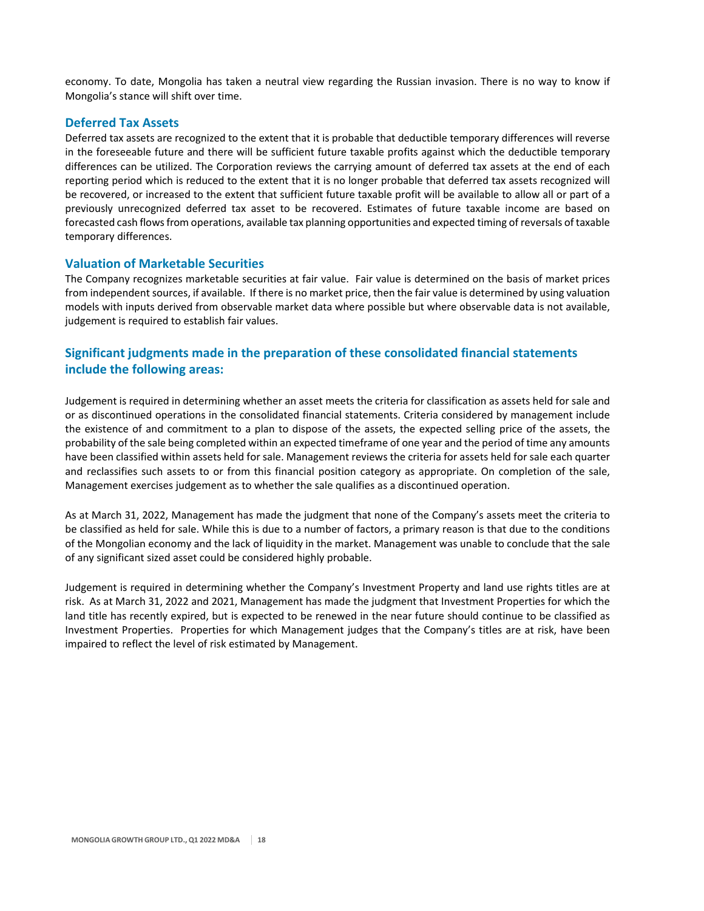economy. To date, Mongolia has taken a neutral view regarding the Russian invasion. There is no way to know if Mongolia's stance will shift over time.

### Deferred Tax Assets

Deferred tax assets are recognized to the extent that it is probable that deductible temporary differences will reverse in the foreseeable future and there will be sufficient future taxable profits against which the deductible temporary differences can be utilized. The Corporation reviews the carrying amount of deferred tax assets at the end of each reporting period which is reduced to the extent that it is no longer probable that deferred tax assets recognized will be recovered, or increased to the extent that sufficient future taxable profit will be available to allow all or part of a previously unrecognized deferred tax asset to be recovered. Estimates of future taxable income are based on forecasted cash flows from operations, available tax planning opportunities and expected timing of reversals of taxable temporary differences.

### Valuation of Marketable Securities

The Company recognizes marketable securities at fair value. Fair value is determined on the basis of market prices from independent sources, if available. If there is no market price, then the fair value is determined by using valuation models with inputs derived from observable market data where possible but where observable data is not available, judgement is required to establish fair values.

## Significant judgments made in the preparation of these consolidated financial statements include the following areas:

Judgement is required in determining whether an asset meets the criteria for classification as assets held for sale and or as discontinued operations in the consolidated financial statements. Criteria considered by management include the existence of and commitment to a plan to dispose of the assets, the expected selling price of the assets, the probability of the sale being completed within an expected timeframe of one year and the period of time any amounts have been classified within assets held for sale. Management reviews the criteria for assets held for sale each quarter and reclassifies such assets to or from this financial position category as appropriate. On completion of the sale, Management exercises judgement as to whether the sale qualifies as a discontinued operation.

As at March 31, 2022, Management has made the judgment that none of the Company's assets meet the criteria to be classified as held for sale. While this is due to a number of factors, a primary reason is that due to the conditions of the Mongolian economy and the lack of liquidity in the market. Management was unable to conclude that the sale of any significant sized asset could be considered highly probable.

Judgement is required in determining whether the Company's Investment Property and land use rights titles are at risk. As at March 31, 2022 and 2021, Management has made the judgment that Investment Properties for which the land title has recently expired, but is expected to be renewed in the near future should continue to be classified as Investment Properties. Properties for which Management judges that the Company's titles are at risk, have been impaired to reflect the level of risk estimated by Management.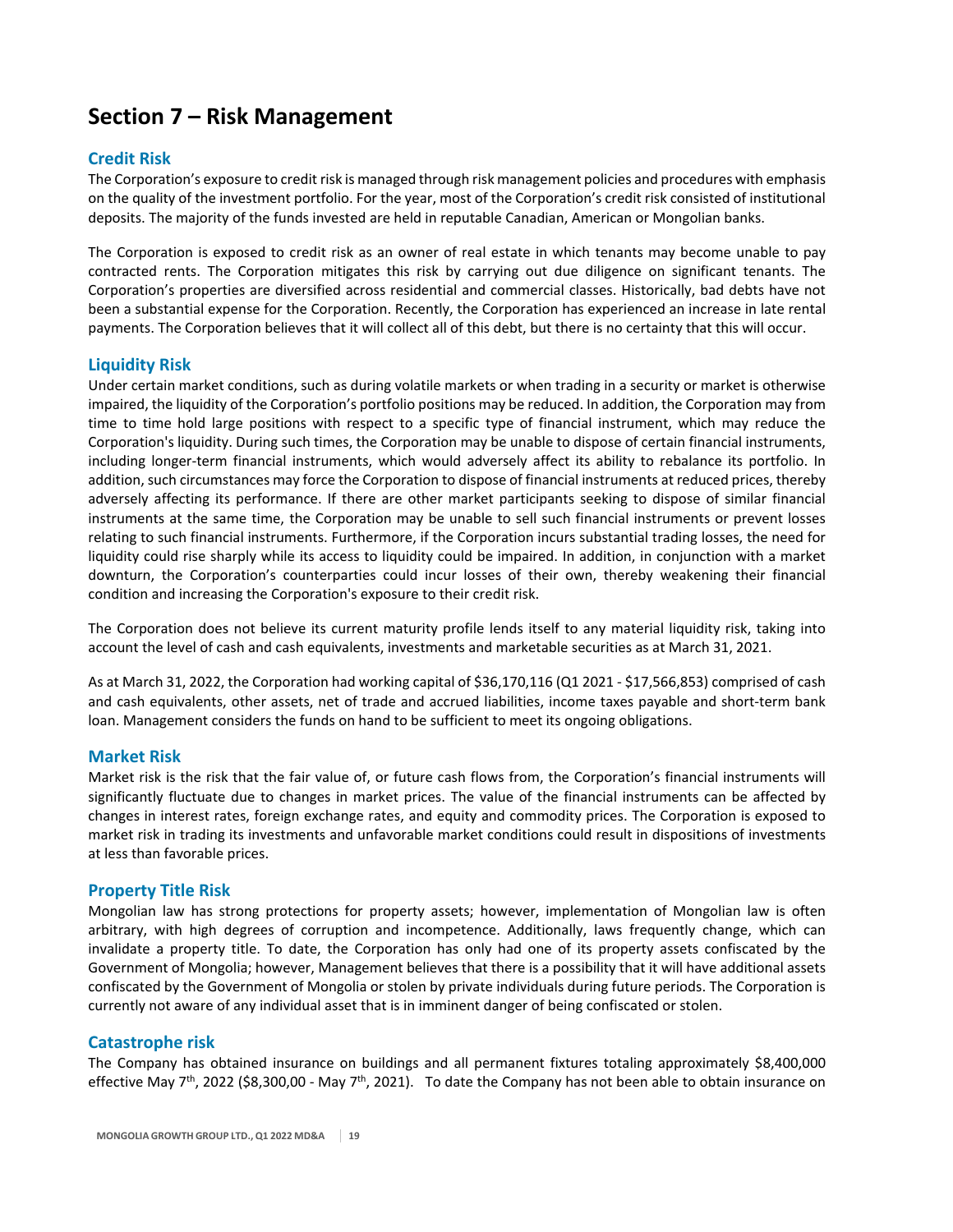# Section 7 – Risk Management

## Credit Risk

The Corporation's exposure to credit risk is managed through risk management policies and procedures with emphasis on the quality of the investment portfolio. For the year, most of the Corporation's credit risk consisted of institutional deposits. The majority of the funds invested are held in reputable Canadian, American or Mongolian banks.

The Corporation is exposed to credit risk as an owner of real estate in which tenants may become unable to pay contracted rents. The Corporation mitigates this risk by carrying out due diligence on significant tenants. The Corporation's properties are diversified across residential and commercial classes. Historically, bad debts have not been a substantial expense for the Corporation. Recently, the Corporation has experienced an increase in late rental payments. The Corporation believes that it will collect all of this debt, but there is no certainty that this will occur.

## Liquidity Risk

Under certain market conditions, such as during volatile markets or when trading in a security or market is otherwise impaired, the liquidity of the Corporation's portfolio positions may be reduced. In addition, the Corporation may from time to time hold large positions with respect to a specific type of financial instrument, which may reduce the Corporation's liquidity. During such times, the Corporation may be unable to dispose of certain financial instruments, including longer-term financial instruments, which would adversely affect its ability to rebalance its portfolio. In addition, such circumstances may force the Corporation to dispose of financial instruments at reduced prices, thereby adversely affecting its performance. If there are other market participants seeking to dispose of similar financial instruments at the same time, the Corporation may be unable to sell such financial instruments or prevent losses relating to such financial instruments. Furthermore, if the Corporation incurs substantial trading losses, the need for liquidity could rise sharply while its access to liquidity could be impaired. In addition, in conjunction with a market downturn, the Corporation's counterparties could incur losses of their own, thereby weakening their financial condition and increasing the Corporation's exposure to their credit risk.

The Corporation does not believe its current maturity profile lends itself to any material liquidity risk, taking into account the level of cash and cash equivalents, investments and marketable securities as at March 31, 2021.

As at March 31, 2022, the Corporation had working capital of $36,170,116 (Q1 2021 - $17,566,853) comprised of cash and cash equivalents, other assets, net of trade and accrued liabilities, income taxes payable and short-term bank loan. Management considers the funds on hand to be sufficient to meet its ongoing obligations.

## Market Risk

Market risk is the risk that the fair value of, or future cash flows from, the Corporation's financial instruments will significantly fluctuate due to changes in market prices. The value of the financial instruments can be affected by changes in interest rates, foreign exchange rates, and equity and commodity prices. The Corporation is exposed to market risk in trading its investments and unfavorable market conditions could result in dispositions of investments at less than favorable prices.

## Property Title Risk

Mongolian law has strong protections for property assets; however, implementation of Mongolian law is often arbitrary, with high degrees of corruption and incompetence. Additionally, laws frequently change, which can invalidate a property title. To date, the Corporation has only had one of its property assets confiscated by the Government of Mongolia; however, Management believes that there is a possibility that it will have additional assets confiscated by the Government of Mongolia or stolen by private individuals during future periods. The Corporation is currently not aware of any individual asset that is in imminent danger of being confiscated or stolen.

## Catastrophe risk

The Company has obtained insurance on buildings and all permanent fixtures totaling approximately $8,400,000 effective May 7th, 2022 ($8,300,00 - May 7th, 2021). To date the Company has not been able to obtain insurance on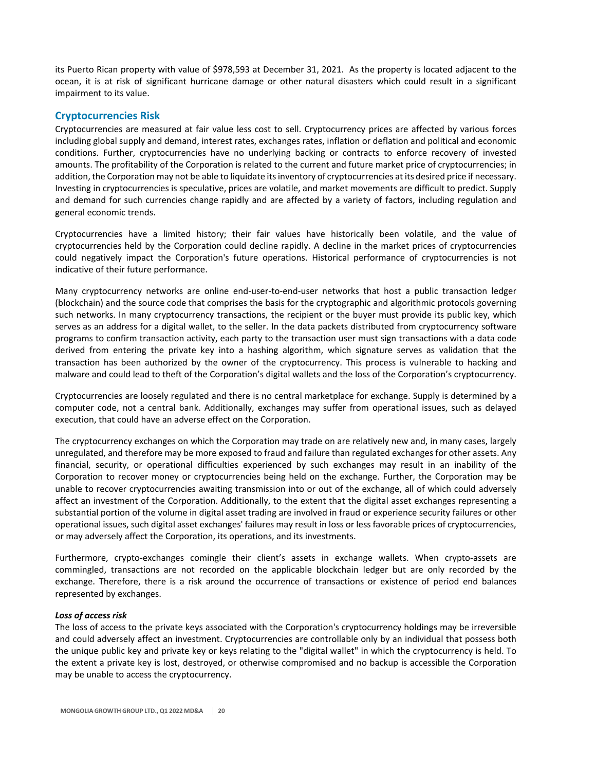its Puerto Rican property with value of $978,593 at December 31, 2021. As the property is located adjacent to the ocean, it is at risk of significant hurricane damage or other natural disasters which could result in a significant impairment to its value.

## Cryptocurrencies Risk

Cryptocurrencies are measured at fair value less cost to sell. Cryptocurrency prices are affected by various forces including global supply and demand, interest rates, exchanges rates, inflation or deflation and political and economic conditions. Further, cryptocurrencies have no underlying backing or contracts to enforce recovery of invested amounts. The profitability of the Corporation is related to the current and future market price of cryptocurrencies; in addition, the Corporation may not be able to liquidate its inventory of cryptocurrencies at its desired price if necessary. Investing in cryptocurrencies is speculative, prices are volatile, and market movements are difficult to predict. Supply and demand for such currencies change rapidly and are affected by a variety of factors, including regulation and general economic trends.

Cryptocurrencies have a limited history; their fair values have historically been volatile, and the value of cryptocurrencies held by the Corporation could decline rapidly. A decline in the market prices of cryptocurrencies could negatively impact the Corporation's future operations. Historical performance of cryptocurrencies is not indicative of their future performance.

Many cryptocurrency networks are online end-user-to-end-user networks that host a public transaction ledger (blockchain) and the source code that comprises the basis for the cryptographic and algorithmic protocols governing such networks. In many cryptocurrency transactions, the recipient or the buyer must provide its public key, which serves as an address for a digital wallet, to the seller. In the data packets distributed from cryptocurrency software programs to confirm transaction activity, each party to the transaction user must sign transactions with a data code derived from entering the private key into a hashing algorithm, which signature serves as validation that the transaction has been authorized by the owner of the cryptocurrency. This process is vulnerable to hacking and malware and could lead to theft of the Corporation's digital wallets and the loss of the Corporation's cryptocurrency.

Cryptocurrencies are loosely regulated and there is no central marketplace for exchange. Supply is determined by a computer code, not a central bank. Additionally, exchanges may suffer from operational issues, such as delayed execution, that could have an adverse effect on the Corporation.

The cryptocurrency exchanges on which the Corporation may trade on are relatively new and, in many cases, largely unregulated, and therefore may be more exposed to fraud and failure than regulated exchanges for other assets. Any financial, security, or operational difficulties experienced by such exchanges may result in an inability of the Corporation to recover money or cryptocurrencies being held on the exchange. Further, the Corporation may be unable to recover cryptocurrencies awaiting transmission into or out of the exchange, all of which could adversely affect an investment of the Corporation. Additionally, to the extent that the digital asset exchanges representing a substantial portion of the volume in digital asset trading are involved in fraud or experience security failures or other operational issues, such digital asset exchanges' failures may result in loss or less favorable prices of cryptocurrencies, or may adversely affect the Corporation, its operations, and its investments.

Furthermore, crypto-exchanges comingle their client's assets in exchange wallets. When crypto-assets are commingled, transactions are not recorded on the applicable blockchain ledger but are only recorded by the exchange. Therefore, there is a risk around the occurrence of transactions or existence of period end balances represented by exchanges.

***Loss of access risk***

The loss of access to the private keys associated with the Corporation's cryptocurrency holdings may be irreversible and could adversely affect an investment. Cryptocurrencies are controllable only by an individual that possess both the unique public key and private key or keys relating to the "digital wallet" in which the cryptocurrency is held. To the extent a private key is lost, destroyed, or otherwise compromised and no backup is accessible the Corporation may be unable to access the cryptocurrency.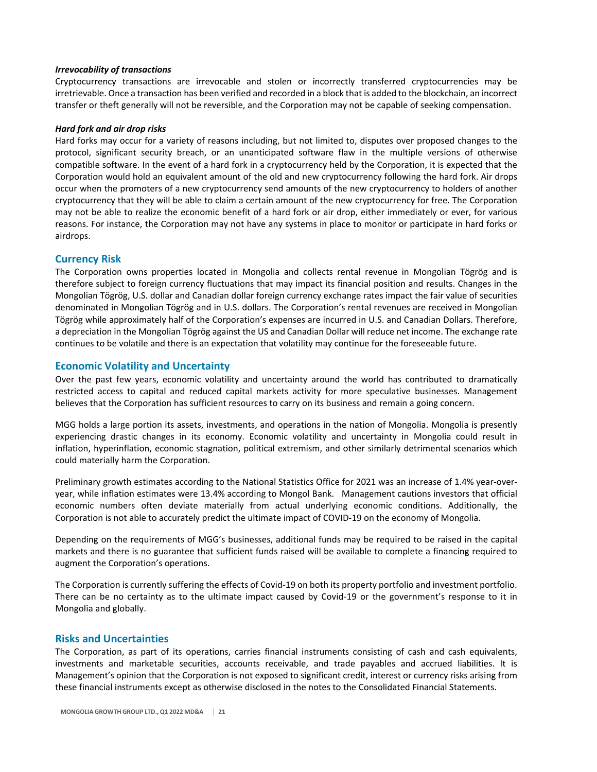***Irrevocability of transactions***

Cryptocurrency transactions are irrevocable and stolen or incorrectly transferred cryptocurrencies may be irretrievable. Once a transaction has been verified and recorded in a block that is added to the blockchain, an incorrect transfer or theft generally will not be reversible, and the Corporation may not be capable of seeking compensation.

***Hard fork and air drop risks***

Hard forks may occur for a variety of reasons including, but not limited to, disputes over proposed changes to the protocol, significant security breach, or an unanticipated software flaw in the multiple versions of otherwise compatible software. In the event of a hard fork in a cryptocurrency held by the Corporation, it is expected that the Corporation would hold an equivalent amount of the old and new cryptocurrency following the hard fork. Air drops occur when the promoters of a new cryptocurrency send amounts of the new cryptocurrency to holders of another cryptocurrency that they will be able to claim a certain amount of the new cryptocurrency for free. The Corporation may not be able to realize the economic benefit of a hard fork or air drop, either immediately or ever, for various reasons. For instance, the Corporation may not have any systems in place to monitor or participate in hard forks or airdrops.

## Currency Risk

The Corporation owns properties located in Mongolia and collects rental revenue in Mongolian Tögrög and is therefore subject to foreign currency fluctuations that may impact its financial position and results. Changes in the Mongolian Tögrög, U.S. dollar and Canadian dollar foreign currency exchange rates impact the fair value of securities denominated in Mongolian Tögrög and in U.S. dollars. The Corporation's rental revenues are received in Mongolian Tögrög while approximately half of the Corporation's expenses are incurred in U.S. and Canadian Dollars. Therefore, a depreciation in the Mongolian Tögrög against the US and Canadian Dollar will reduce net income. The exchange rate continues to be volatile and there is an expectation that volatility may continue for the foreseeable future.

## Economic Volatility and Uncertainty

Over the past few years, economic volatility and uncertainty around the world has contributed to dramatically restricted access to capital and reduced capital markets activity for more speculative businesses. Management believes that the Corporation has sufficient resources to carry on its business and remain a going concern.

MGG holds a large portion its assets, investments, and operations in the nation of Mongolia. Mongolia is presently experiencing drastic changes in its economy. Economic volatility and uncertainty in Mongolia could result in inflation, hyperinflation, economic stagnation, political extremism, and other similarly detrimental scenarios which could materially harm the Corporation.

Preliminary growth estimates according to the National Statistics Office for 2021 was an increase of 1.4% year-over-year, while inflation estimates were 13.4% according to Mongol Bank. Management cautions investors that official economic numbers often deviate materially from actual underlying economic conditions. Additionally, the Corporation is not able to accurately predict the ultimate impact of COVID-19 on the economy of Mongolia.

Depending on the requirements of MGG's businesses, additional funds may be required to be raised in the capital markets and there is no guarantee that sufficient funds raised will be available to complete a financing required to augment the Corporation's operations.

The Corporation is currently suffering the effects of Covid-19 on both its property portfolio and investment portfolio. There can be no certainty as to the ultimate impact caused by Covid-19 or the government's response to it in Mongolia and globally.

## Risks and Uncertainties

The Corporation, as part of its operations, carries financial instruments consisting of cash and cash equivalents, investments and marketable securities, accounts receivable, and trade payables and accrued liabilities. It is Management's opinion that the Corporation is not exposed to significant credit, interest or currency risks arising from these financial instruments except as otherwise disclosed in the notes to the Consolidated Financial Statements.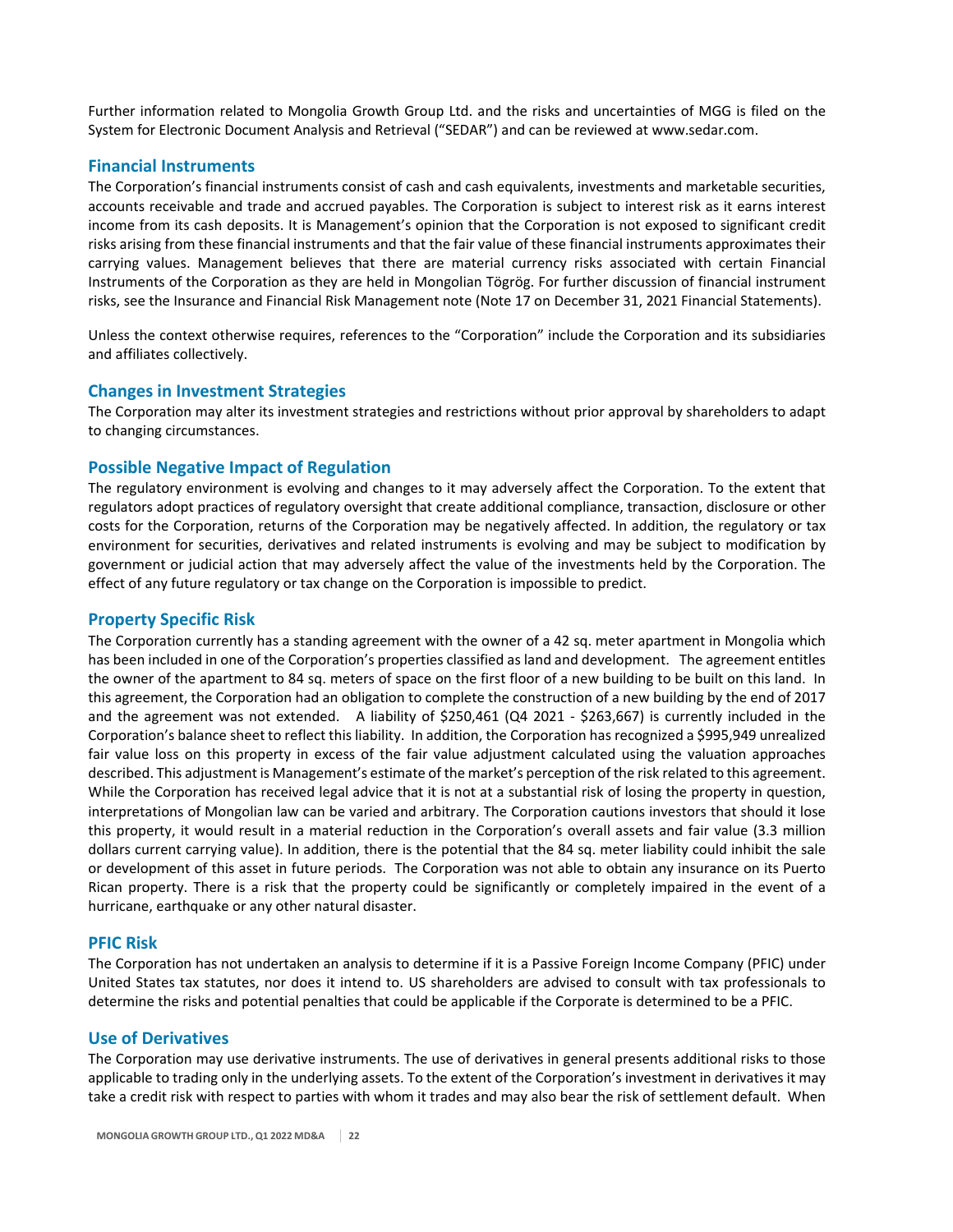Further information related to Mongolia Growth Group Ltd. and the risks and uncertainties of MGG is filed on the System for Electronic Document Analysis and Retrieval ("SEDAR") and can be reviewed at www.sedar.com.

## Financial Instruments

The Corporation's financial instruments consist of cash and cash equivalents, investments and marketable securities, accounts receivable and trade and accrued payables. The Corporation is subject to interest risk as it earns interest income from its cash deposits. It is Management's opinion that the Corporation is not exposed to significant credit risks arising from these financial instruments and that the fair value of these financial instruments approximates their carrying values. Management believes that there are material currency risks associated with certain Financial Instruments of the Corporation as they are held in Mongolian Tögrög. For further discussion of financial instrument risks, see the Insurance and Financial Risk Management note (Note 17 on December 31, 2021 Financial Statements).

Unless the context otherwise requires, references to the "Corporation" include the Corporation and its subsidiaries and affiliates collectively.

## Changes in Investment Strategies

The Corporation may alter its investment strategies and restrictions without prior approval by shareholders to adapt to changing circumstances.

## Possible Negative Impact of Regulation

The regulatory environment is evolving and changes to it may adversely affect the Corporation. To the extent that regulators adopt practices of regulatory oversight that create additional compliance, transaction, disclosure or other costs for the Corporation, returns of the Corporation may be negatively affected. In addition, the regulatory or tax environment for securities, derivatives and related instruments is evolving and may be subject to modification by government or judicial action that may adversely affect the value of the investments held by the Corporation. The effect of any future regulatory or tax change on the Corporation is impossible to predict.

## Property Specific Risk

The Corporation currently has a standing agreement with the owner of a 42 sq. meter apartment in Mongolia which has been included in one of the Corporation's properties classified as land and development. The agreement entitles the owner of the apartment to 84 sq. meters of space on the first floor of a new building to be built on this land. In this agreement, the Corporation had an obligation to complete the construction of a new building by the end of 2017 and the agreement was not extended. A liability of $250,461 (Q4 2021 - $263,667) is currently included in the Corporation's balance sheet to reflect this liability. In addition, the Corporation has recognized a $995,949 unrealized fair value loss on this property in excess of the fair value adjustment calculated using the valuation approaches described. This adjustment is Management's estimate of the market's perception of the risk related to this agreement. While the Corporation has received legal advice that it is not at a substantial risk of losing the property in question, interpretations of Mongolian law can be varied and arbitrary. The Corporation cautions investors that should it lose this property, it would result in a material reduction in the Corporation's overall assets and fair value (3.3 million dollars current carrying value). In addition, there is the potential that the 84 sq. meter liability could inhibit the sale or development of this asset in future periods. The Corporation was not able to obtain any insurance on its Puerto Rican property. There is a risk that the property could be significantly or completely impaired in the event of a hurricane, earthquake or any other natural disaster.

## PFIC Risk

The Corporation has not undertaken an analysis to determine if it is a Passive Foreign Income Company (PFIC) under United States tax statutes, nor does it intend to. US shareholders are advised to consult with tax professionals to determine the risks and potential penalties that could be applicable if the Corporate is determined to be a PFIC.

## Use of Derivatives

The Corporation may use derivative instruments. The use of derivatives in general presents additional risks to those applicable to trading only in the underlying assets. To the extent of the Corporation's investment in derivatives it may take a credit risk with respect to parties with whom it trades and may also bear the risk of settlement default. When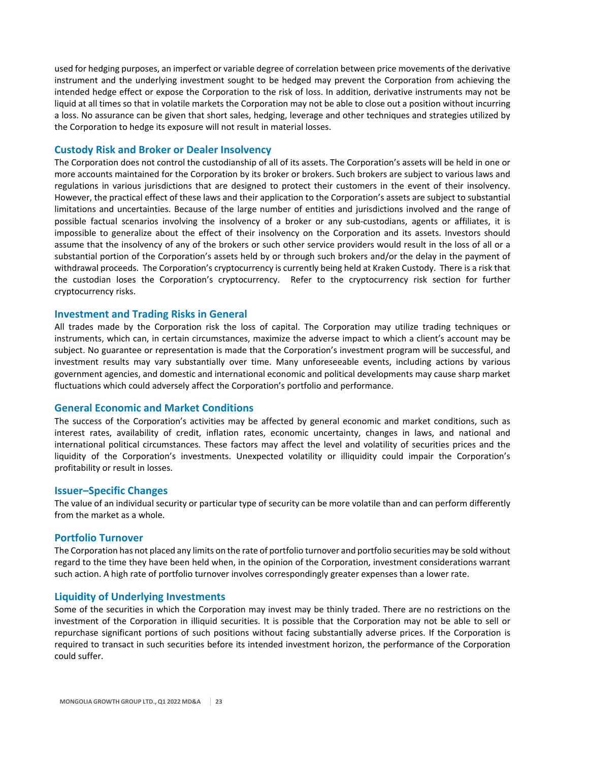used for hedging purposes, an imperfect or variable degree of correlation between price movements of the derivative instrument and the underlying investment sought to be hedged may prevent the Corporation from achieving the intended hedge effect or expose the Corporation to the risk of loss. In addition, derivative instruments may not be liquid at all times so that in volatile markets the Corporation may not be able to close out a position without incurring a loss. No assurance can be given that short sales, hedging, leverage and other techniques and strategies utilized by the Corporation to hedge its exposure will not result in material losses.

## Custody Risk and Broker or Dealer Insolvency

The Corporation does not control the custodianship of all of its assets. The Corporation's assets will be held in one or more accounts maintained for the Corporation by its broker or brokers. Such brokers are subject to various laws and regulations in various jurisdictions that are designed to protect their customers in the event of their insolvency. However, the practical effect of these laws and their application to the Corporation's assets are subject to substantial limitations and uncertainties. Because of the large number of entities and jurisdictions involved and the range of possible factual scenarios involving the insolvency of a broker or any sub-custodians, agents or affiliates, it is impossible to generalize about the effect of their insolvency on the Corporation and its assets. Investors should assume that the insolvency of any of the brokers or such other service providers would result in the loss of all or a substantial portion of the Corporation's assets held by or through such brokers and/or the delay in the payment of withdrawal proceeds. The Corporation's cryptocurrency is currently being held at Kraken Custody. There is a risk that the custodian loses the Corporation's cryptocurrency. Refer to the cryptocurrency risk section for further cryptocurrency risks.

## Investment and Trading Risks in General

All trades made by the Corporation risk the loss of capital. The Corporation may utilize trading techniques or instruments, which can, in certain circumstances, maximize the adverse impact to which a client's account may be subject. No guarantee or representation is made that the Corporation's investment program will be successful, and investment results may vary substantially over time. Many unforeseeable events, including actions by various government agencies, and domestic and international economic and political developments may cause sharp market fluctuations which could adversely affect the Corporation's portfolio and performance.

## General Economic and Market Conditions

The success of the Corporation's activities may be affected by general economic and market conditions, such as interest rates, availability of credit, inflation rates, economic uncertainty, changes in laws, and national and international political circumstances. These factors may affect the level and volatility of securities prices and the liquidity of the Corporation's investments. Unexpected volatility or illiquidity could impair the Corporation's profitability or result in losses.

## Issuer–Specific Changes

The value of an individual security or particular type of security can be more volatile than and can perform differently from the market as a whole.

## Portfolio Turnover

The Corporation has not placed any limits on the rate of portfolio turnover and portfolio securities may be sold without regard to the time they have been held when, in the opinion of the Corporation, investment considerations warrant such action. A high rate of portfolio turnover involves correspondingly greater expenses than a lower rate.

## Liquidity of Underlying Investments

Some of the securities in which the Corporation may invest may be thinly traded. There are no restrictions on the investment of the Corporation in illiquid securities. It is possible that the Corporation may not be able to sell or repurchase significant portions of such positions without facing substantially adverse prices. If the Corporation is required to transact in such securities before its intended investment horizon, the performance of the Corporation could suffer.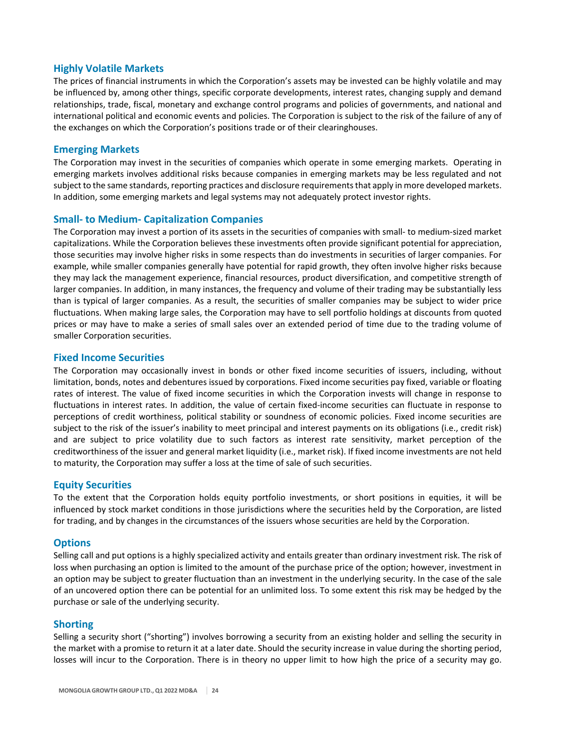## Highly Volatile Markets

The prices of financial instruments in which the Corporation's assets may be invested can be highly volatile and may be influenced by, among other things, specific corporate developments, interest rates, changing supply and demand relationships, trade, fiscal, monetary and exchange control programs and policies of governments, and national and international political and economic events and policies. The Corporation is subject to the risk of the failure of any of the exchanges on which the Corporation's positions trade or of their clearinghouses.

## Emerging Markets

The Corporation may invest in the securities of companies which operate in some emerging markets. Operating in emerging markets involves additional risks because companies in emerging markets may be less regulated and not subject to the same standards, reporting practices and disclosure requirements that apply in more developed markets. In addition, some emerging markets and legal systems may not adequately protect investor rights.

## Small- to Medium- Capitalization Companies

The Corporation may invest a portion of its assets in the securities of companies with small- to medium-sized market capitalizations. While the Corporation believes these investments often provide significant potential for appreciation, those securities may involve higher risks in some respects than do investments in securities of larger companies. For example, while smaller companies generally have potential for rapid growth, they often involve higher risks because they may lack the management experience, financial resources, product diversification, and competitive strength of larger companies. In addition, in many instances, the frequency and volume of their trading may be substantially less than is typical of larger companies. As a result, the securities of smaller companies may be subject to wider price fluctuations. When making large sales, the Corporation may have to sell portfolio holdings at discounts from quoted prices or may have to make a series of small sales over an extended period of time due to the trading volume of smaller Corporation securities.

## Fixed Income Securities

The Corporation may occasionally invest in bonds or other fixed income securities of issuers, including, without limitation, bonds, notes and debentures issued by corporations. Fixed income securities pay fixed, variable or floating rates of interest. The value of fixed income securities in which the Corporation invests will change in response to fluctuations in interest rates. In addition, the value of certain fixed-income securities can fluctuate in response to perceptions of credit worthiness, political stability or soundness of economic policies. Fixed income securities are subject to the risk of the issuer's inability to meet principal and interest payments on its obligations (i.e., credit risk) and are subject to price volatility due to such factors as interest rate sensitivity, market perception of the creditworthiness of the issuer and general market liquidity (i.e., market risk). If fixed income investments are not held to maturity, the Corporation may suffer a loss at the time of sale of such securities.

## Equity Securities

To the extent that the Corporation holds equity portfolio investments, or short positions in equities, it will be influenced by stock market conditions in those jurisdictions where the securities held by the Corporation, are listed for trading, and by changes in the circumstances of the issuers whose securities are held by the Corporation.

## Options

Selling call and put options is a highly specialized activity and entails greater than ordinary investment risk. The risk of loss when purchasing an option is limited to the amount of the purchase price of the option; however, investment in an option may be subject to greater fluctuation than an investment in the underlying security. In the case of the sale of an uncovered option there can be potential for an unlimited loss. To some extent this risk may be hedged by the purchase or sale of the underlying security.

## Shorting

Selling a security short ("shorting") involves borrowing a security from an existing holder and selling the security in the market with a promise to return it at a later date. Should the security increase in value during the shorting period, losses will incur to the Corporation. There is in theory no upper limit to how high the price of a security may go.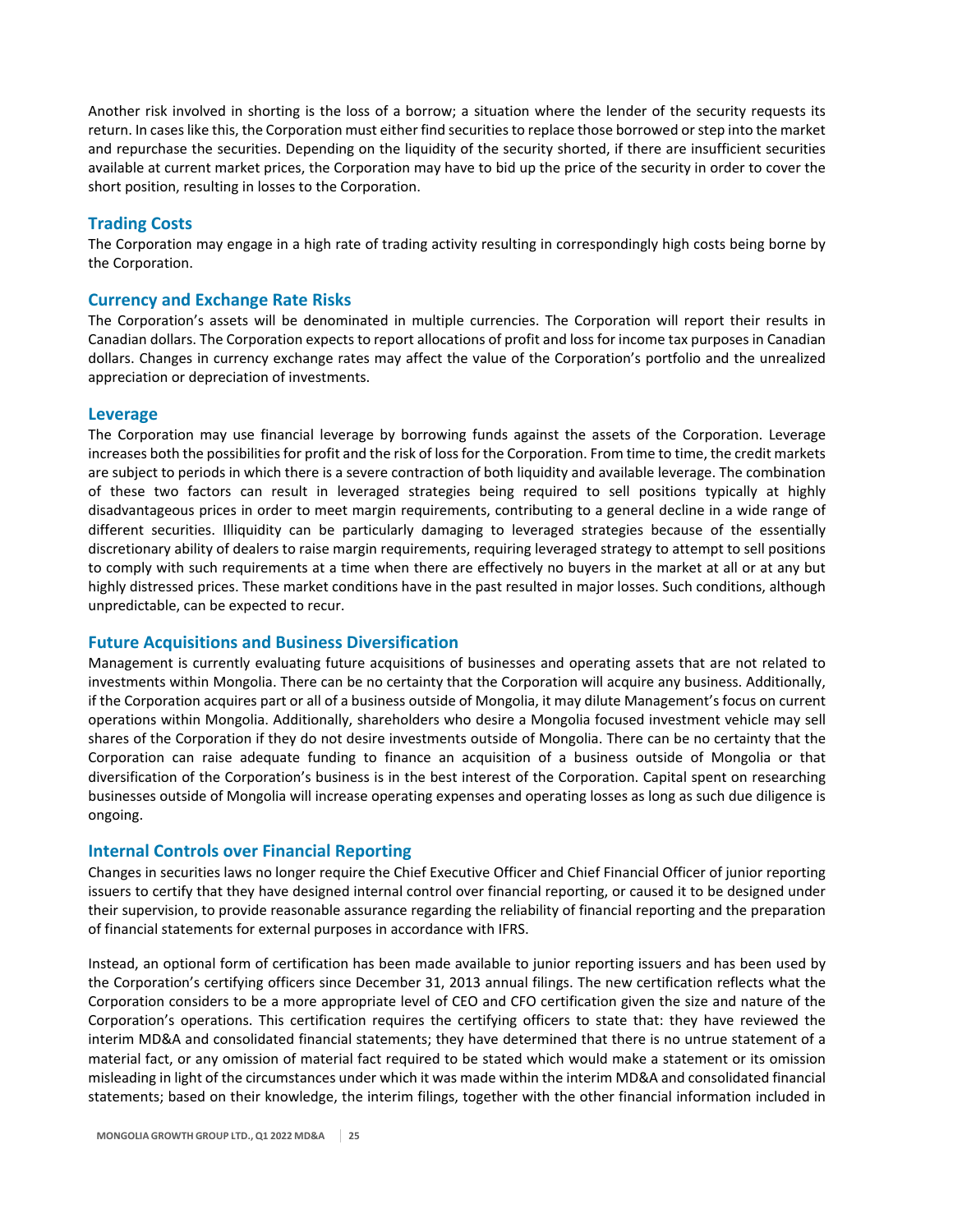Another risk involved in shorting is the loss of a borrow; a situation where the lender of the security requests its return. In cases like this, the Corporation must either find securities to replace those borrowed or step into the market and repurchase the securities. Depending on the liquidity of the security shorted, if there are insufficient securities available at current market prices, the Corporation may have to bid up the price of the security in order to cover the short position, resulting in losses to the Corporation.

### Trading Costs

The Corporation may engage in a high rate of trading activity resulting in correspondingly high costs being borne by the Corporation.

### Currency and Exchange Rate Risks

The Corporation's assets will be denominated in multiple currencies. The Corporation will report their results in Canadian dollars. The Corporation expects to report allocations of profit and loss for income tax purposes in Canadian dollars. Changes in currency exchange rates may affect the value of the Corporation's portfolio and the unrealized appreciation or depreciation of investments.

### Leverage

The Corporation may use financial leverage by borrowing funds against the assets of the Corporation. Leverage increases both the possibilities for profit and the risk of loss for the Corporation. From time to time, the credit markets are subject to periods in which there is a severe contraction of both liquidity and available leverage. The combination of these two factors can result in leveraged strategies being required to sell positions typically at highly disadvantageous prices in order to meet margin requirements, contributing to a general decline in a wide range of different securities. Illiquidity can be particularly damaging to leveraged strategies because of the essentially discretionary ability of dealers to raise margin requirements, requiring leveraged strategy to attempt to sell positions to comply with such requirements at a time when there are effectively no buyers in the market at all or at any but highly distressed prices. These market conditions have in the past resulted in major losses. Such conditions, although unpredictable, can be expected to recur.

### Future Acquisitions and Business Diversification

Management is currently evaluating future acquisitions of businesses and operating assets that are not related to investments within Mongolia. There can be no certainty that the Corporation will acquire any business. Additionally, if the Corporation acquires part or all of a business outside of Mongolia, it may dilute Management's focus on current operations within Mongolia. Additionally, shareholders who desire a Mongolia focused investment vehicle may sell shares of the Corporation if they do not desire investments outside of Mongolia. There can be no certainty that the Corporation can raise adequate funding to finance an acquisition of a business outside of Mongolia or that diversification of the Corporation's business is in the best interest of the Corporation. Capital spent on researching businesses outside of Mongolia will increase operating expenses and operating losses as long as such due diligence is ongoing.

### Internal Controls over Financial Reporting

Changes in securities laws no longer require the Chief Executive Officer and Chief Financial Officer of junior reporting issuers to certify that they have designed internal control over financial reporting, or caused it to be designed under their supervision, to provide reasonable assurance regarding the reliability of financial reporting and the preparation of financial statements for external purposes in accordance with IFRS.

Instead, an optional form of certification has been made available to junior reporting issuers and has been used by the Corporation's certifying officers since December 31, 2013 annual filings. The new certification reflects what the Corporation considers to be a more appropriate level of CEO and CFO certification given the size and nature of the Corporation's operations. This certification requires the certifying officers to state that: they have reviewed the interim MD&A and consolidated financial statements; they have determined that there is no untrue statement of a material fact, or any omission of material fact required to be stated which would make a statement or its omission misleading in light of the circumstances under which it was made within the interim MD&A and consolidated financial statements; based on their knowledge, the interim filings, together with the other financial information included in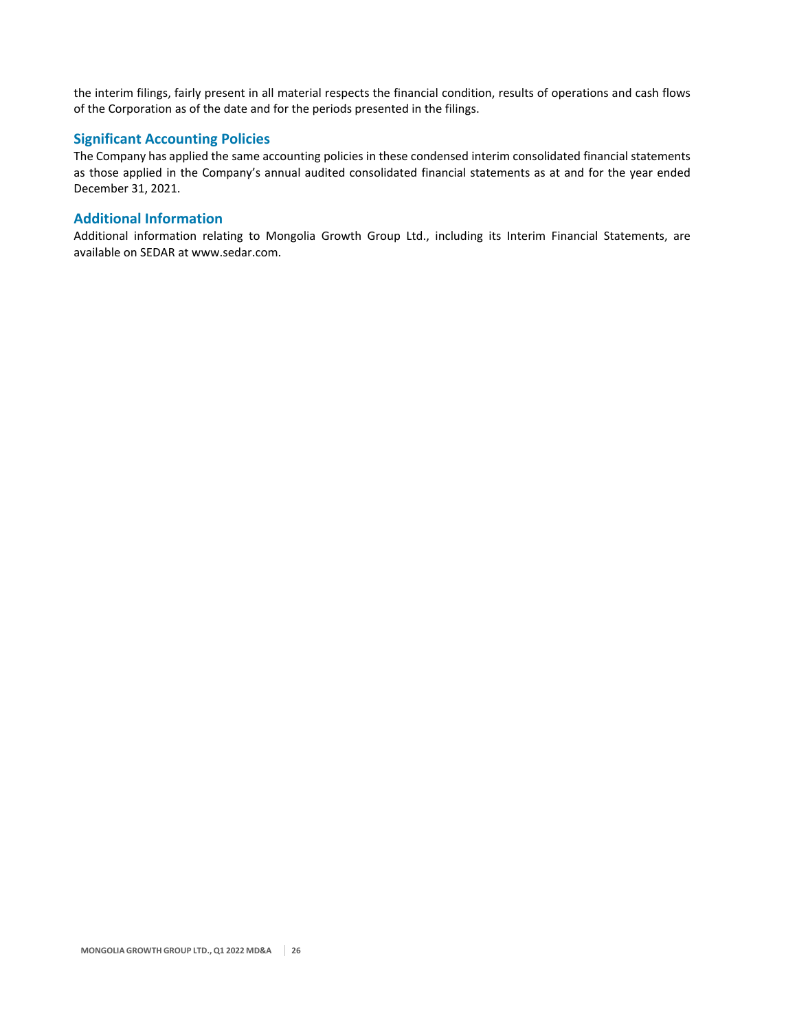the interim filings, fairly present in all material respects the financial condition, results of operations and cash flows of the Corporation as of the date and for the periods presented in the filings.

## Significant Accounting Policies

The Company has applied the same accounting policies in these condensed interim consolidated financial statements as those applied in the Company's annual audited consolidated financial statements as at and for the year ended December 31, 2021.

## Additional Information

Additional information relating to Mongolia Growth Group Ltd., including its Interim Financial Statements, are available on SEDAR at www.sedar.com.